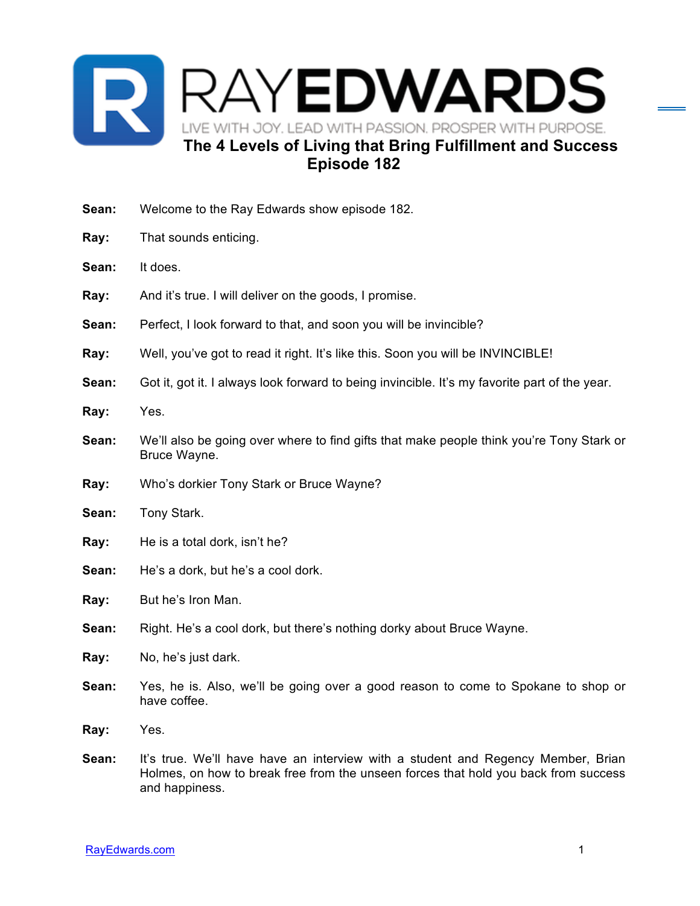# RAY EDWARDS

LIVE WITH JOY. LEAD WITH PASSION. PROSPER WITH PURPOSE.

## The 4 Levels of Living that Bring Fulfillment and Success
## Episode 182

**Sean:** Welcome to the Ray Edwards show episode 182.

**Ray:** That sounds enticing.

**Sean:** It does.

**Ray:** And it's true. I will deliver on the goods, I promise.

**Sean:** Perfect, I look forward to that, and soon you will be invincible?

**Ray:** Well, you've got to read it right. It's like this. Soon you will be INVINCIBLE!

**Sean:** Got it, got it. I always look forward to being invincible. It's my favorite part of the year.

**Ray:** Yes.

**Sean:** We'll also be going over where to find gifts that make people think you're Tony Stark or Bruce Wayne.

**Ray:** Who's dorkier Tony Stark or Bruce Wayne?

**Sean:** Tony Stark.

**Ray:** He is a total dork, isn't he?

**Sean:** He's a dork, but he's a cool dork.

**Ray:** But he's Iron Man.

**Sean:** Right. He's a cool dork, but there's nothing dorky about Bruce Wayne.

**Ray:** No, he's just dark.

**Sean:** Yes, he is. Also, we'll be going over a good reason to come to Spokane to shop or have coffee.

**Ray:** Yes.

**Sean:** It's true. We'll have have an interview with a student and Regency Member, Brian Holmes, on how to break free from the unseen forces that hold you back from success and happiness.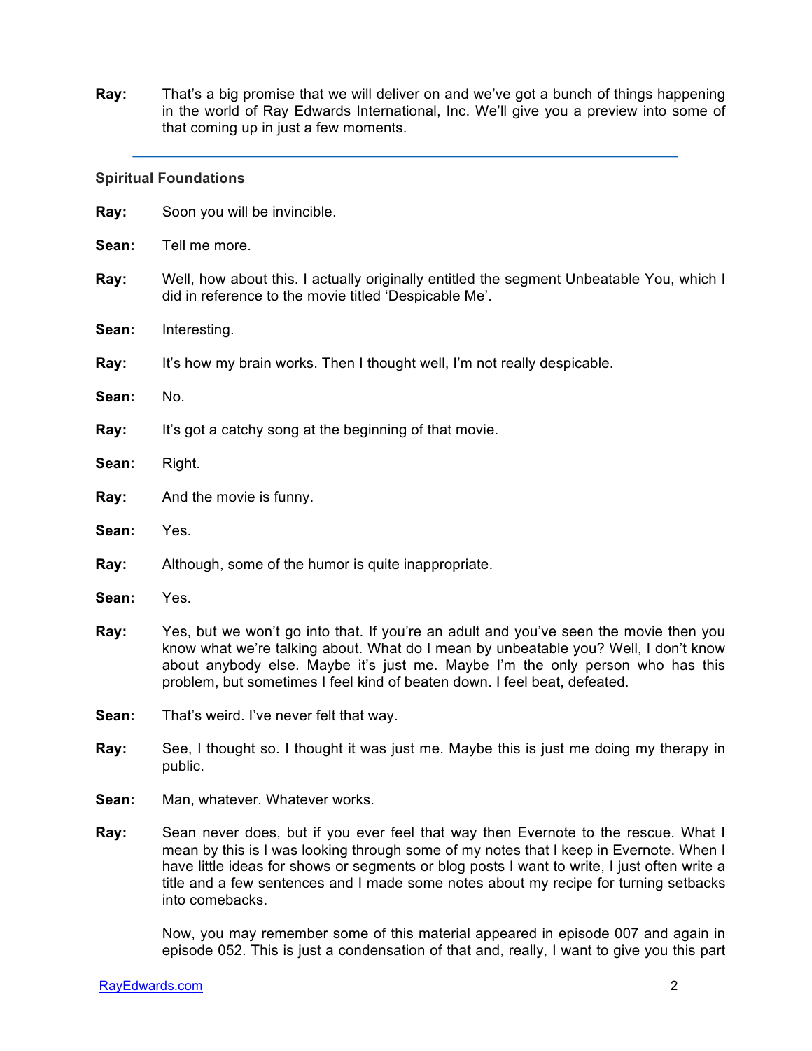**Ray:** That's a big promise that we will deliver on and we've got a bunch of things happening in the world of Ray Edwards International, Inc. We'll give you a preview into some of that coming up in just a few moments.

---

## Spiritual Foundations

**Ray:** Soon you will be invincible.

**Sean:** Tell me more.

**Ray:** Well, how about this. I actually originally entitled the segment Unbeatable You, which I did in reference to the movie titled 'Despicable Me'.

**Sean:** Interesting.

**Ray:** It's how my brain works. Then I thought well, I'm not really despicable.

**Sean:** No.

**Ray:** It's got a catchy song at the beginning of that movie.

**Sean:** Right.

**Ray:** And the movie is funny.

**Sean:** Yes.

**Ray:** Although, some of the humor is quite inappropriate.

**Sean:** Yes.

**Ray:** Yes, but we won't go into that. If you're an adult and you've seen the movie then you know what we're talking about. What do I mean by unbeatable you? Well, I don't know about anybody else. Maybe it's just me. Maybe I'm the only person who has this problem, but sometimes I feel kind of beaten down. I feel beat, defeated.

**Sean:** That's weird. I've never felt that way.

**Ray:** See, I thought so. I thought it was just me. Maybe this is just me doing my therapy in public.

**Sean:** Man, whatever. Whatever works.

**Ray:** Sean never does, but if you ever feel that way then Evernote to the rescue. What I mean by this is I was looking through some of my notes that I keep in Evernote. When I have little ideas for shows or segments or blog posts I want to write, I just often write a title and a few sentences and I made some notes about my recipe for turning setbacks into comebacks.

Now, you may remember some of this material appeared in episode 007 and again in episode 052. This is just a condensation of that and, really, I want to give you this part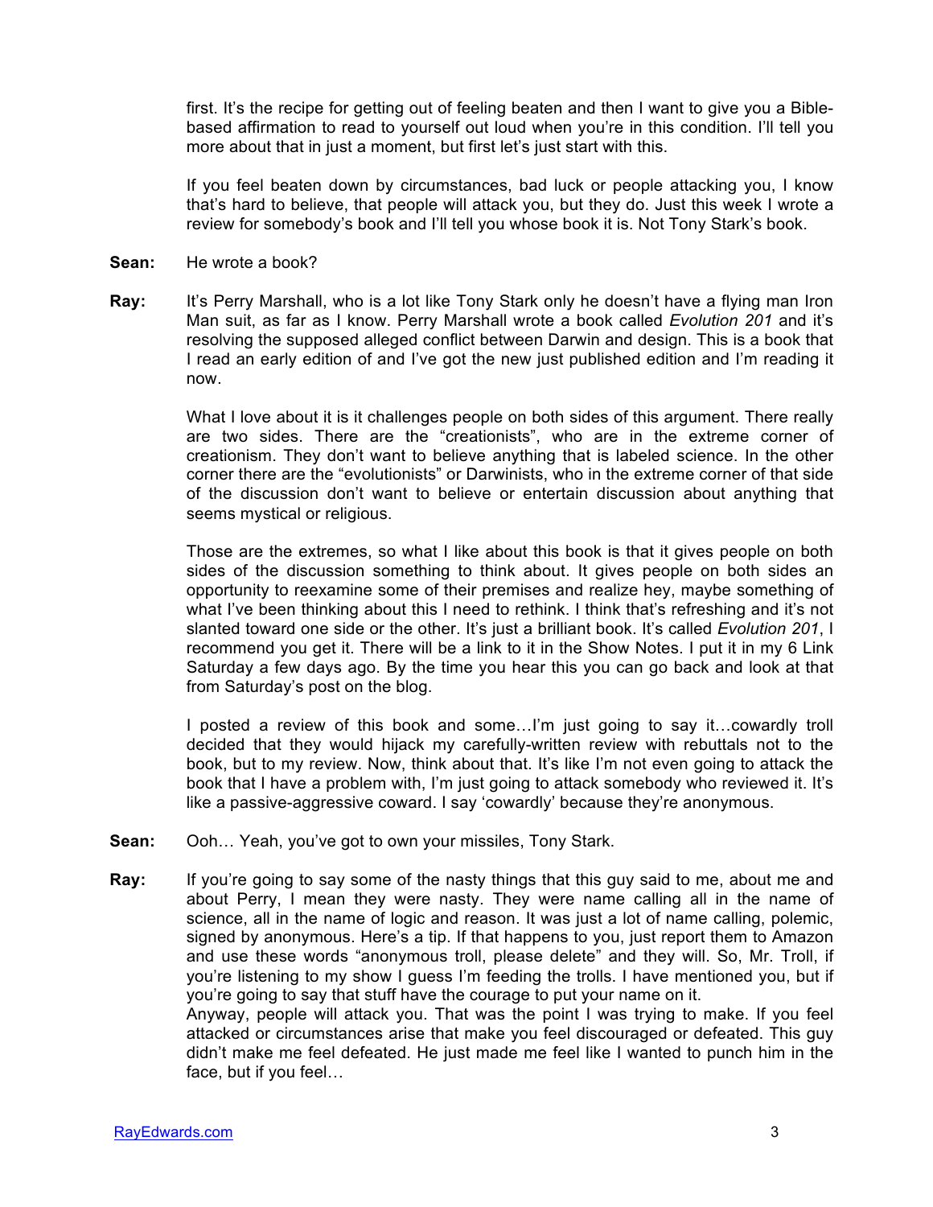first. It's the recipe for getting out of feeling beaten and then I want to give you a Bible-based affirmation to read to yourself out loud when you're in this condition. I'll tell you more about that in just a moment, but first let's just start with this.

If you feel beaten down by circumstances, bad luck or people attacking you, I know that's hard to believe, that people will attack you, but they do. Just this week I wrote a review for somebody's book and I'll tell you whose book it is. Not Tony Stark's book.

**Sean:** He wrote a book?

**Ray:** It's Perry Marshall, who is a lot like Tony Stark only he doesn't have a flying man Iron Man suit, as far as I know. Perry Marshall wrote a book called *Evolution 201* and it's resolving the supposed alleged conflict between Darwin and design. This is a book that I read an early edition of and I've got the new just published edition and I'm reading it now.

What I love about it is it challenges people on both sides of this argument. There really are two sides. There are the "creationists", who are in the extreme corner of creationism. They don't want to believe anything that is labeled science. In the other corner there are the "evolutionists" or Darwinists, who in the extreme corner of that side of the discussion don't want to believe or entertain discussion about anything that seems mystical or religious.

Those are the extremes, so what I like about this book is that it gives people on both sides of the discussion something to think about. It gives people on both sides an opportunity to reexamine some of their premises and realize hey, maybe something of what I've been thinking about this I need to rethink. I think that's refreshing and it's not slanted toward one side or the other. It's just a brilliant book. It's called *Evolution 201*, I recommend you get it. There will be a link to it in the Show Notes. I put it in my 6 Link Saturday a few days ago. By the time you hear this you can go back and look at that from Saturday's post on the blog.

I posted a review of this book and some…I'm just going to say it…cowardly troll decided that they would hijack my carefully-written review with rebuttals not to the book, but to my review. Now, think about that. It's like I'm not even going to attack the book that I have a problem with, I'm just going to attack somebody who reviewed it. It's like a passive-aggressive coward. I say 'cowardly' because they're anonymous.

**Sean:** Ooh… Yeah, you've got to own your missiles, Tony Stark.

**Ray:** If you're going to say some of the nasty things that this guy said to me, about me and about Perry, I mean they were nasty. They were name calling all in the name of science, all in the name of logic and reason. It was just a lot of name calling, polemic, signed by anonymous. Here's a tip. If that happens to you, just report them to Amazon and use these words "anonymous troll, please delete" and they will. So, Mr. Troll, if you're listening to my show I guess I'm feeding the trolls. I have mentioned you, but if you're going to say that stuff have the courage to put your name on it.

Anyway, people will attack you. That was the point I was trying to make. If you feel attacked or circumstances arise that make you feel discouraged or defeated. This guy didn't make me feel defeated. He just made me feel like I wanted to punch him in the face, but if you feel…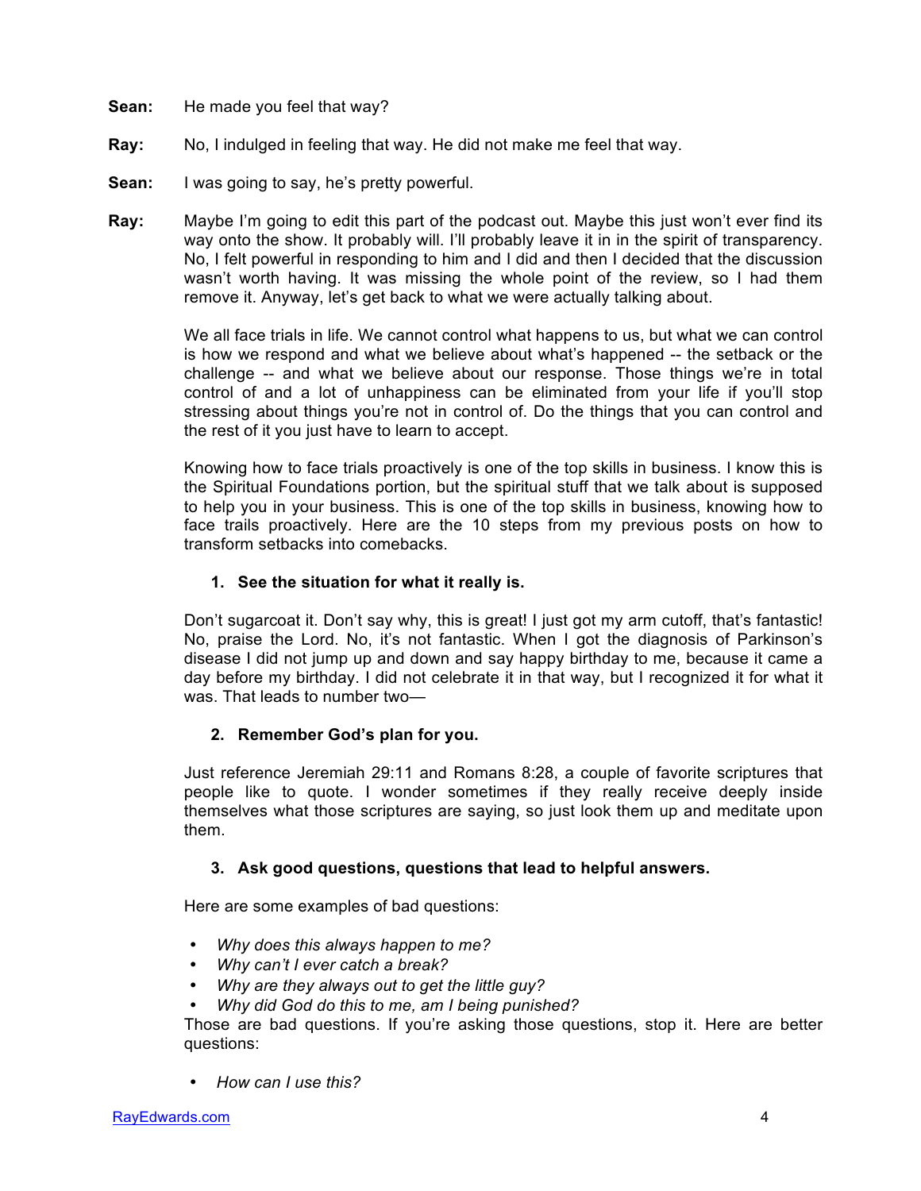**Sean:** He made you feel that way?

**Ray:** No, I indulged in feeling that way. He did not make me feel that way.

**Sean:** I was going to say, he's pretty powerful.

**Ray:** Maybe I'm going to edit this part of the podcast out. Maybe this just won't ever find its way onto the show. It probably will. I'll probably leave it in in the spirit of transparency. No, I felt powerful in responding to him and I did and then I decided that the discussion wasn't worth having. It was missing the whole point of the review, so I had them remove it. Anyway, let's get back to what we were actually talking about.

We all face trials in life. We cannot control what happens to us, but what we can control is how we respond and what we believe about what's happened -- the setback or the challenge -- and what we believe about our response. Those things we're in total control of and a lot of unhappiness can be eliminated from your life if you'll stop stressing about things you're not in control of. Do the things that you can control and the rest of it you just have to learn to accept.

Knowing how to face trials proactively is one of the top skills in business. I know this is the Spiritual Foundations portion, but the spiritual stuff that we talk about is supposed to help you in your business. This is one of the top skills in business, knowing how to face trails proactively. Here are the 10 steps from my previous posts on how to transform setbacks into comebacks.

1. **See the situation for what it really is.**

Don't sugarcoat it. Don't say why, this is great! I just got my arm cutoff, that's fantastic! No, praise the Lord. No, it's not fantastic. When I got the diagnosis of Parkinson's disease I did not jump up and down and say happy birthday to me, because it came a day before my birthday. I did not celebrate it in that way, but I recognized it for what it was. That leads to number two—

2. **Remember God's plan for you.**

Just reference Jeremiah 29:11 and Romans 8:28, a couple of favorite scriptures that people like to quote. I wonder sometimes if they really receive deeply inside themselves what those scriptures are saying, so just look them up and meditate upon them.

3. **Ask good questions, questions that lead to helpful answers.**

Here are some examples of bad questions:

- *Why does this always happen to me?*
- *Why can't I ever catch a break?*
- *Why are they always out to get the little guy?*
- *Why did God do this to me, am I being punished?*

Those are bad questions. If you're asking those questions, stop it. Here are better questions:

- *How can I use this?*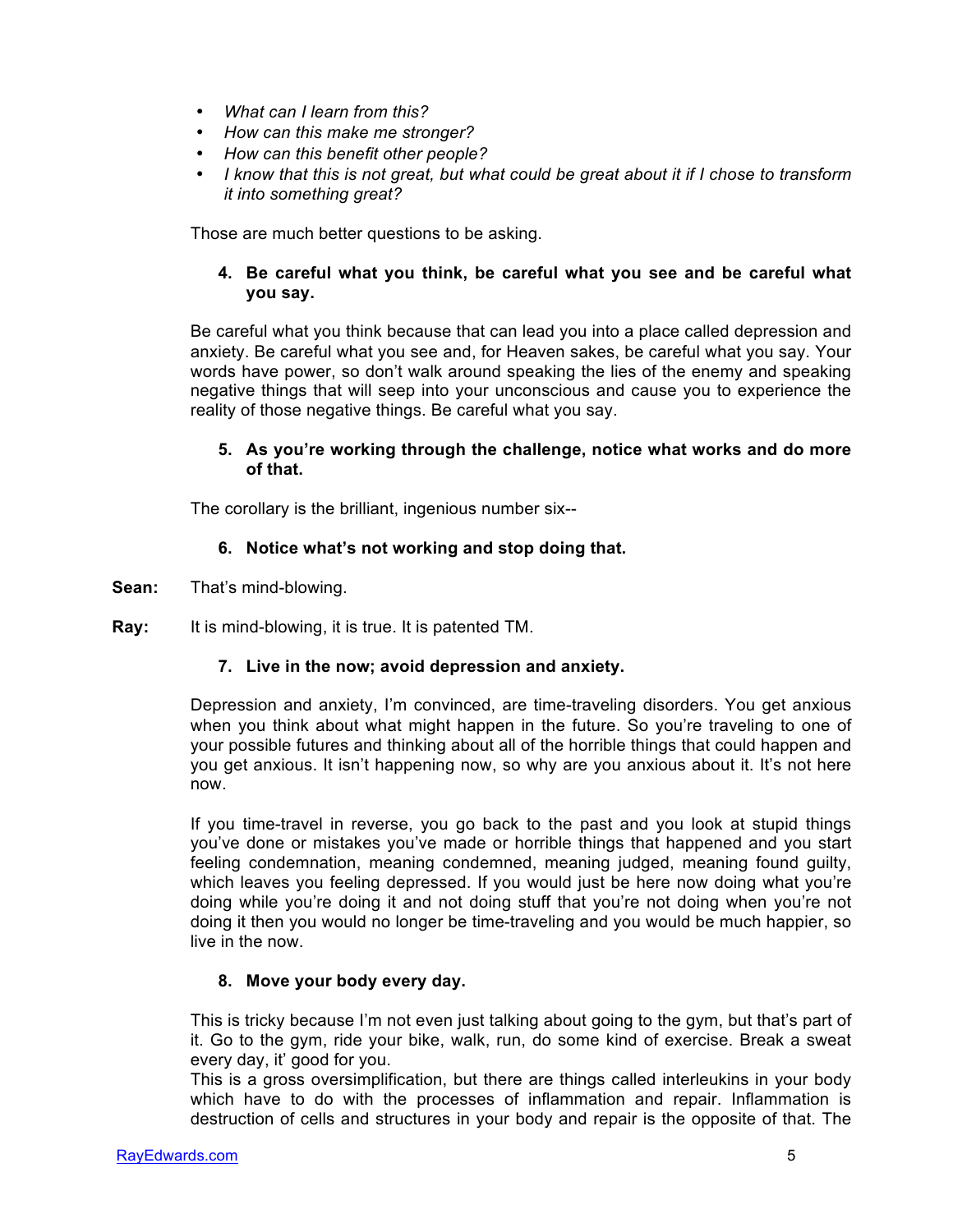- *What can I learn from this?*
- *How can this make me stronger?*
- *How can this benefit other people?*
- *I know that this is not great, but what could be great about it if I chose to transform it into something great?*

Those are much better questions to be asking.

4. **Be careful what you think, be careful what you see and be careful what you say.**

Be careful what you think because that can lead you into a place called depression and anxiety. Be careful what you see and, for Heaven sakes, be careful what you say. Your words have power, so don't walk around speaking the lies of the enemy and speaking negative things that will seep into your unconscious and cause you to experience the reality of those negative things. Be careful what you say.

5. **As you're working through the challenge, notice what works and do more of that.**

The corollary is the brilliant, ingenious number six--

6. **Notice what's not working and stop doing that.**

**Sean:** That's mind-blowing.

**Ray:** It is mind-blowing, it is true. It is patented TM.

7. **Live in the now; avoid depression and anxiety.**

Depression and anxiety, I'm convinced, are time-traveling disorders. You get anxious when you think about what might happen in the future. So you're traveling to one of your possible futures and thinking about all of the horrible things that could happen and you get anxious. It isn't happening now, so why are you anxious about it. It's not here now.

If you time-travel in reverse, you go back to the past and you look at stupid things you've done or mistakes you've made or horrible things that happened and you start feeling condemnation, meaning condemned, meaning judged, meaning found guilty, which leaves you feeling depressed. If you would just be here now doing what you're doing while you're doing it and not doing stuff that you're not doing when you're not doing it then you would no longer be time-traveling and you would be much happier, so live in the now.

8. **Move your body every day.**

This is tricky because I'm not even just talking about going to the gym, but that's part of it. Go to the gym, ride your bike, walk, run, do some kind of exercise. Break a sweat every day, it' good for you.
This is a gross oversimplification, but there are things called interleukins in your body which have to do with the processes of inflammation and repair. Inflammation is destruction of cells and structures in your body and repair is the opposite of that. The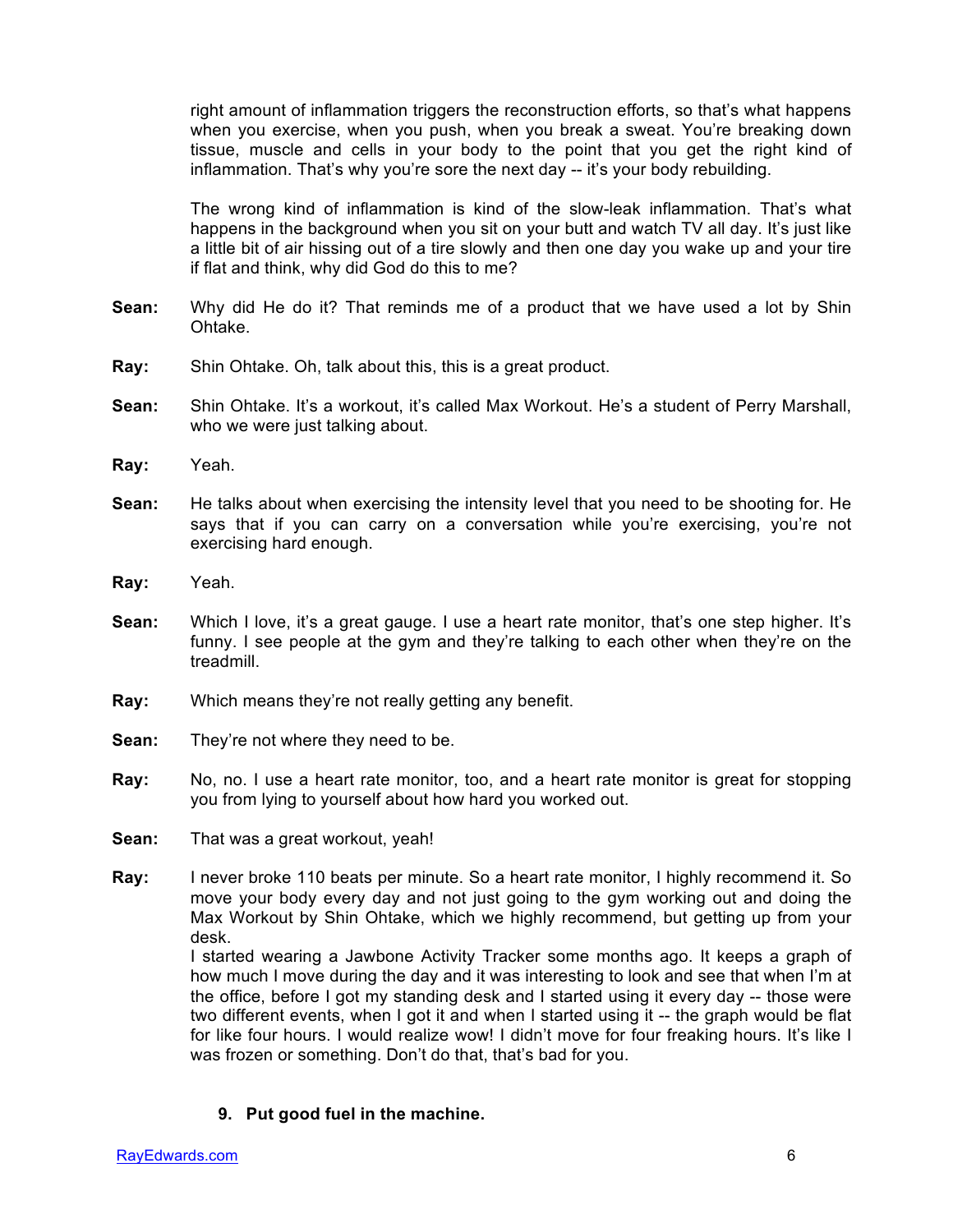right amount of inflammation triggers the reconstruction efforts, so that's what happens when you exercise, when you push, when you break a sweat. You're breaking down tissue, muscle and cells in your body to the point that you get the right kind of inflammation. That's why you're sore the next day -- it's your body rebuilding.

The wrong kind of inflammation is kind of the slow-leak inflammation. That's what happens in the background when you sit on your butt and watch TV all day. It's just like a little bit of air hissing out of a tire slowly and then one day you wake up and your tire if flat and think, why did God do this to me?

**Sean:** Why did He do it? That reminds me of a product that we have used a lot by Shin Ohtake.

**Ray:** Shin Ohtake. Oh, talk about this, this is a great product.

**Sean:** Shin Ohtake. It's a workout, it's called Max Workout. He's a student of Perry Marshall, who we were just talking about.

**Ray:** Yeah.

**Sean:** He talks about when exercising the intensity level that you need to be shooting for. He says that if you can carry on a conversation while you're exercising, you're not exercising hard enough.

**Ray:** Yeah.

**Sean:** Which I love, it's a great gauge. I use a heart rate monitor, that's one step higher. It's funny. I see people at the gym and they're talking to each other when they're on the treadmill.

**Ray:** Which means they're not really getting any benefit.

**Sean:** They're not where they need to be.

**Ray:** No, no. I use a heart rate monitor, too, and a heart rate monitor is great for stopping you from lying to yourself about how hard you worked out.

**Sean:** That was a great workout, yeah!

**Ray:** I never broke 110 beats per minute. So a heart rate monitor, I highly recommend it. So move your body every day and not just going to the gym working out and doing the Max Workout by Shin Ohtake, which we highly recommend, but getting up from your desk.
I started wearing a Jawbone Activity Tracker some months ago. It keeps a graph of how much I move during the day and it was interesting to look and see that when I'm at the office, before I got my standing desk and I started using it every day -- those were two different events, when I got it and when I started using it -- the graph would be flat for like four hours. I would realize wow! I didn't move for four freaking hours. It's like I was frozen or something. Don't do that, that's bad for you.

9. **Put good fuel in the machine.**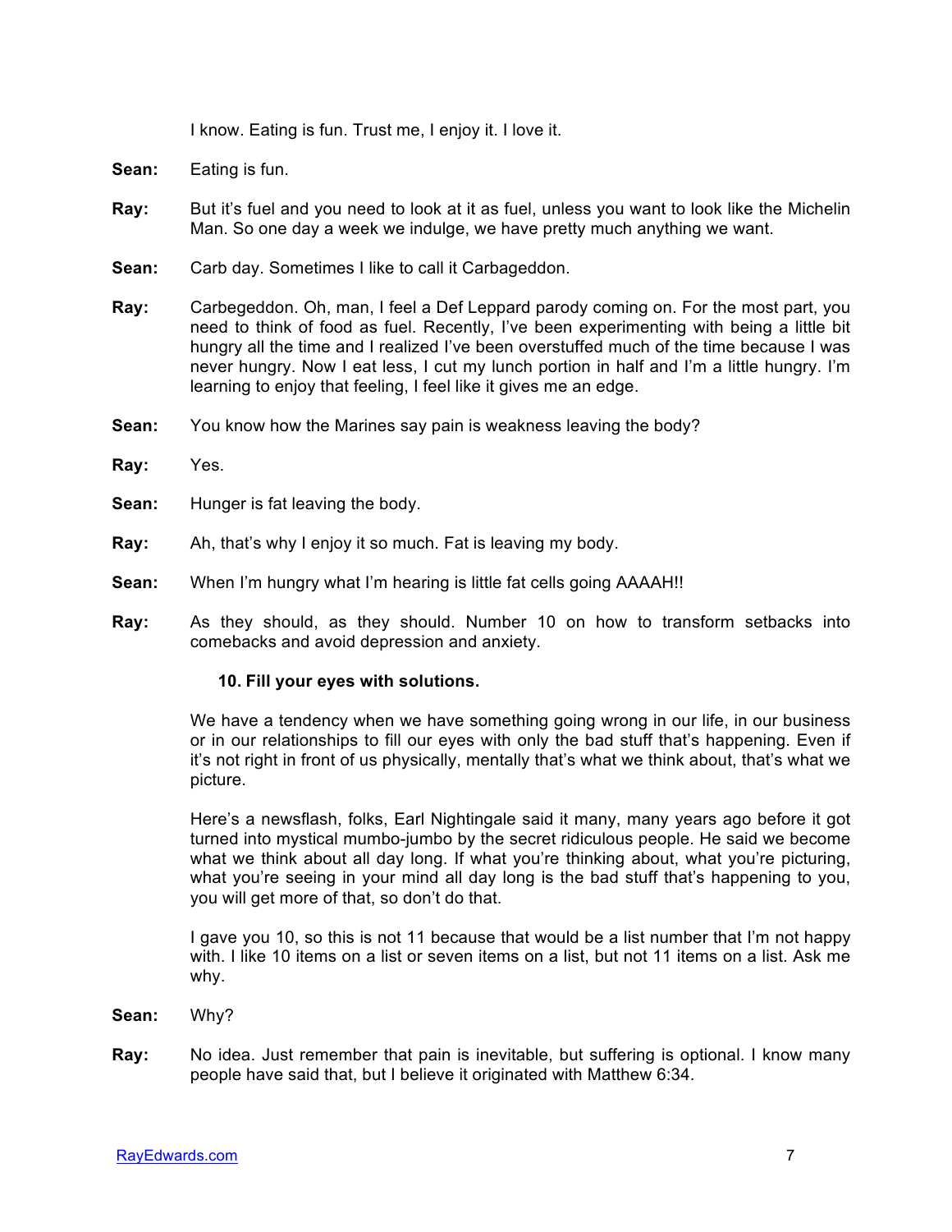I know. Eating is fun. Trust me, I enjoy it. I love it.

**Sean:** Eating is fun.

**Ray:** But it's fuel and you need to look at it as fuel, unless you want to look like the Michelin Man. So one day a week we indulge, we have pretty much anything we want.

**Sean:** Carb day. Sometimes I like to call it Carbageddon.

**Ray:** Carbegeddon. Oh, man, I feel a Def Leppard parody coming on. For the most part, you need to think of food as fuel. Recently, I've been experimenting with being a little bit hungry all the time and I realized I've been overstuffed much of the time because I was never hungry. Now I eat less, I cut my lunch portion in half and I'm a little hungry. I'm learning to enjoy that feeling, I feel like it gives me an edge.

**Sean:** You know how the Marines say pain is weakness leaving the body?

**Ray:** Yes.

**Sean:** Hunger is fat leaving the body.

**Ray:** Ah, that's why I enjoy it so much. Fat is leaving my body.

**Sean:** When I'm hungry what I'm hearing is little fat cells going AAAAH!!

**Ray:** As they should, as they should. Number 10 on how to transform setbacks into comebacks and avoid depression and anxiety.

**10. Fill your eyes with solutions.**

We have a tendency when we have something going wrong in our life, in our business or in our relationships to fill our eyes with only the bad stuff that's happening. Even if it's not right in front of us physically, mentally that's what we think about, that's what we picture.

Here's a newsflash, folks, Earl Nightingale said it many, many years ago before it got turned into mystical mumbo-jumbo by the secret ridiculous people. He said we become what we think about all day long. If what you're thinking about, what you're picturing, what you're seeing in your mind all day long is the bad stuff that's happening to you, you will get more of that, so don't do that.

I gave you 10, so this is not 11 because that would be a list number that I'm not happy with. I like 10 items on a list or seven items on a list, but not 11 items on a list. Ask me why.

**Sean:** Why?

**Ray:** No idea. Just remember that pain is inevitable, but suffering is optional. I know many people have said that, but I believe it originated with Matthew 6:34.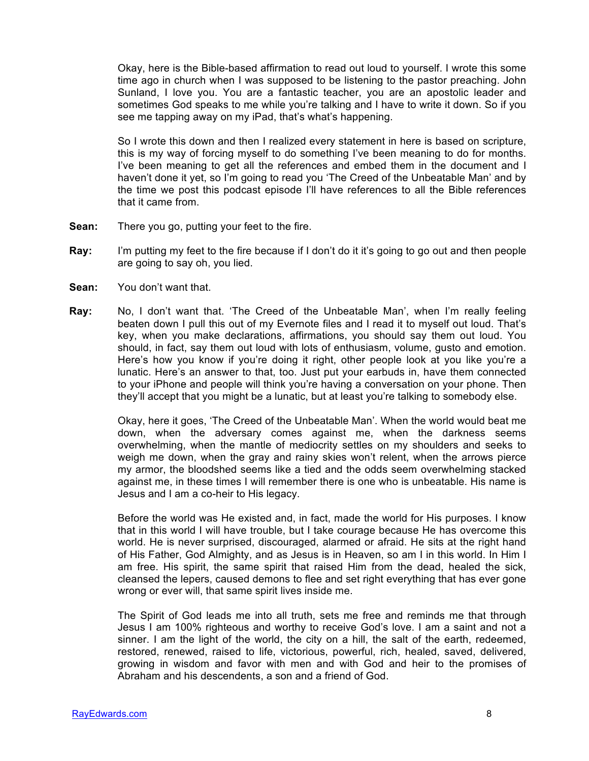Okay, here is the Bible-based affirmation to read out loud to yourself. I wrote this some time ago in church when I was supposed to be listening to the pastor preaching. John Sunland, I love you. You are a fantastic teacher, you are an apostolic leader and sometimes God speaks to me while you're talking and I have to write it down. So if you see me tapping away on my iPad, that's what's happening.

So I wrote this down and then I realized every statement in here is based on scripture, this is my way of forcing myself to do something I've been meaning to do for months. I've been meaning to get all the references and embed them in the document and I haven't done it yet, so I'm going to read you 'The Creed of the Unbeatable Man' and by the time we post this podcast episode I'll have references to all the Bible references that it came from.

**Sean:** There you go, putting your feet to the fire.

**Ray:** I'm putting my feet to the fire because if I don't do it it's going to go out and then people are going to say oh, you lied.

**Sean:** You don't want that.

**Ray:** No, I don't want that. 'The Creed of the Unbeatable Man', when I'm really feeling beaten down I pull this out of my Evernote files and I read it to myself out loud. That's key, when you make declarations, affirmations, you should say them out loud. You should, in fact, say them out loud with lots of enthusiasm, volume, gusto and emotion. Here's how you know if you're doing it right, other people look at you like you're a lunatic. Here's an answer to that, too. Just put your earbuds in, have them connected to your iPhone and people will think you're having a conversation on your phone. Then they'll accept that you might be a lunatic, but at least you're talking to somebody else.

Okay, here it goes, 'The Creed of the Unbeatable Man'. When the world would beat me down, when the adversary comes against me, when the darkness seems overwhelming, when the mantle of mediocrity settles on my shoulders and seeks to weigh me down, when the gray and rainy skies won't relent, when the arrows pierce my armor, the bloodshed seems like a tied and the odds seem overwhelming stacked against me, in these times I will remember there is one who is unbeatable. His name is Jesus and I am a co-heir to His legacy.

Before the world was He existed and, in fact, made the world for His purposes. I know that in this world I will have trouble, but I take courage because He has overcome this world. He is never surprised, discouraged, alarmed or afraid. He sits at the right hand of His Father, God Almighty, and as Jesus is in Heaven, so am I in this world. In Him I am free. His spirit, the same spirit that raised Him from the dead, healed the sick, cleansed the lepers, caused demons to flee and set right everything that has ever gone wrong or ever will, that same spirit lives inside me.

The Spirit of God leads me into all truth, sets me free and reminds me that through Jesus I am 100% righteous and worthy to receive God's love. I am a saint and not a sinner. I am the light of the world, the city on a hill, the salt of the earth, redeemed, restored, renewed, raised to life, victorious, powerful, rich, healed, saved, delivered, growing in wisdom and favor with men and with God and heir to the promises of Abraham and his descendents, a son and a friend of God.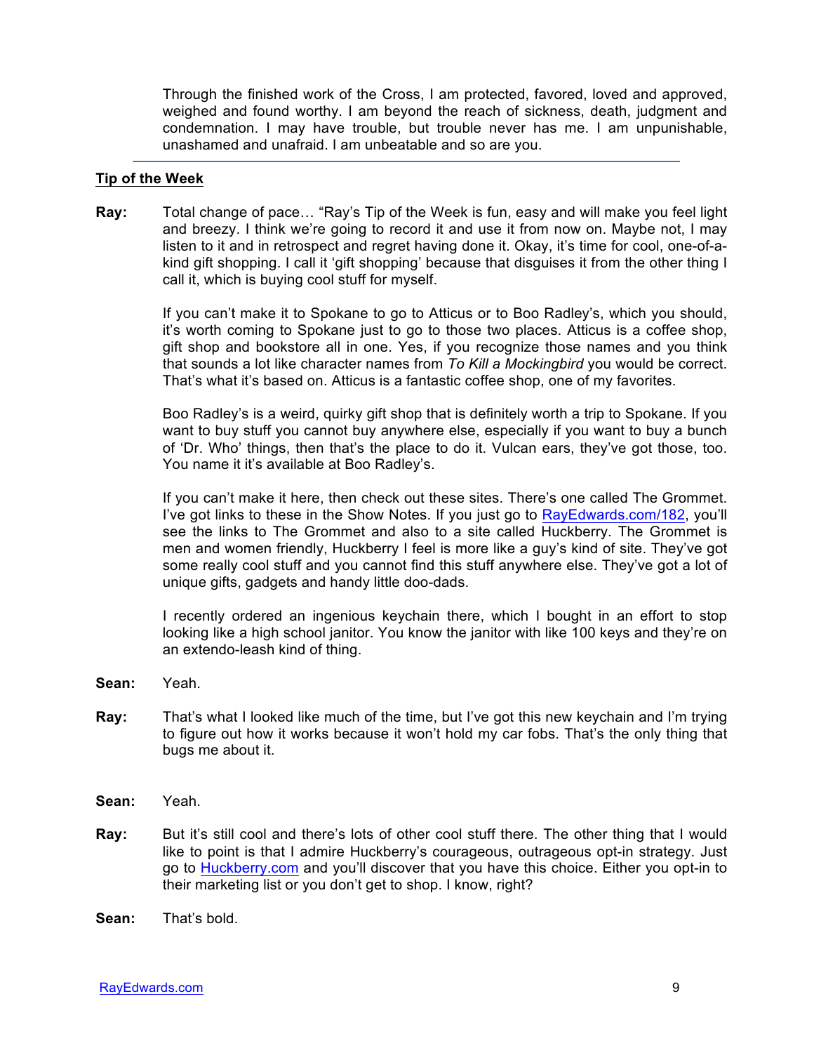Through the finished work of the Cross, I am protected, favored, loved and approved, weighed and found worthy. I am beyond the reach of sickness, death, judgment and condemnation. I may have trouble, but trouble never has me. I am unpunishable, unashamed and unafraid. I am unbeatable and so are you.

---

**Tip of the Week**

**Ray:** Total change of pace… "Ray's Tip of the Week is fun, easy and will make you feel light and breezy. I think we're going to record it and use it from now on. Maybe not, I may listen to it and in retrospect and regret having done it. Okay, it's time for cool, one-of-a-kind gift shopping. I call it 'gift shopping' because that disguises it from the other thing I call it, which is buying cool stuff for myself.

If you can't make it to Spokane to go to Atticus or to Boo Radley's, which you should, it's worth coming to Spokane just to go to those two places. Atticus is a coffee shop, gift shop and bookstore all in one. Yes, if you recognize those names and you think that sounds a lot like character names from *To Kill a Mockingbird* you would be correct. That's what it's based on. Atticus is a fantastic coffee shop, one of my favorites.

Boo Radley's is a weird, quirky gift shop that is definitely worth a trip to Spokane. If you want to buy stuff you cannot buy anywhere else, especially if you want to buy a bunch of 'Dr. Who' things, then that's the place to do it. Vulcan ears, they've got those, too. You name it it's available at Boo Radley's.

If you can't make it here, then check out these sites. There's one called The Grommet. I've got links to these in the Show Notes. If you just go to RayEdwards.com/182, you'll see the links to The Grommet and also to a site called Huckberry. The Grommet is men and women friendly, Huckberry I feel is more like a guy's kind of site. They've got some really cool stuff and you cannot find this stuff anywhere else. They've got a lot of unique gifts, gadgets and handy little doo-dads.

I recently ordered an ingenious keychain there, which I bought in an effort to stop looking like a high school janitor. You know the janitor with like 100 keys and they're on an extendo-leash kind of thing.

**Sean:** Yeah.

**Ray:** That's what I looked like much of the time, but I've got this new keychain and I'm trying to figure out how it works because it won't hold my car fobs. That's the only thing that bugs me about it.

**Sean:** Yeah.

**Ray:** But it's still cool and there's lots of other cool stuff there. The other thing that I would like to point is that I admire Huckberry's courageous, outrageous opt-in strategy. Just go to Huckberry.com and you'll discover that you have this choice. Either you opt-in to their marketing list or you don't get to shop. I know, right?

**Sean:** That's bold.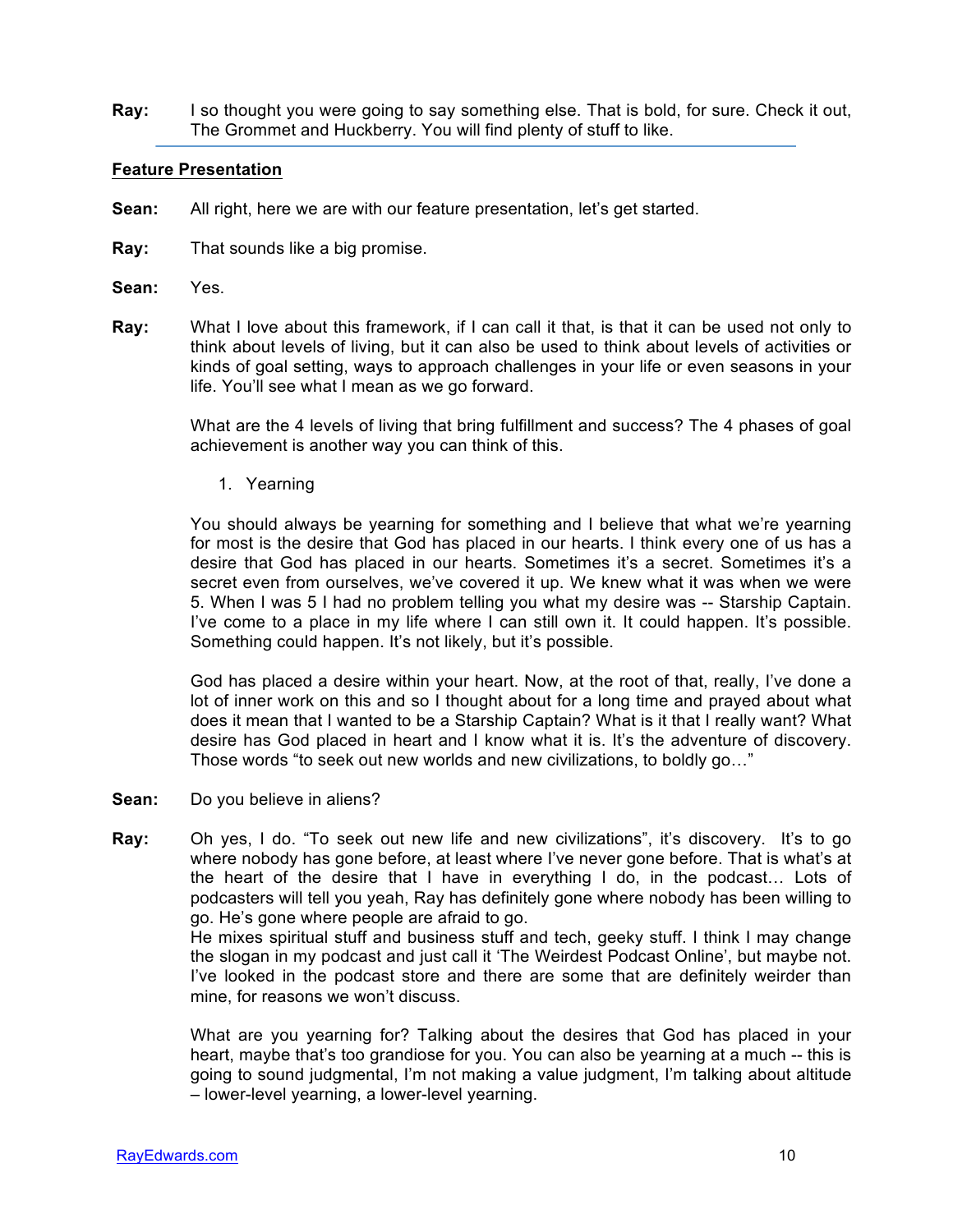**Ray:** I so thought you were going to say something else. That is bold, for sure. Check it out, The Grommet and Huckberry. You will find plenty of stuff to like.

---

**Feature Presentation**

**Sean:** All right, here we are with our feature presentation, let's get started.

**Ray:** That sounds like a big promise.

**Sean:** Yes.

**Ray:** What I love about this framework, if I can call it that, is that it can be used not only to think about levels of living, but it can also be used to think about levels of activities or kinds of goal setting, ways to approach challenges in your life or even seasons in your life. You'll see what I mean as we go forward.

What are the 4 levels of living that bring fulfillment and success? The 4 phases of goal achievement is another way you can think of this.

1. Yearning

You should always be yearning for something and I believe that what we're yearning for most is the desire that God has placed in our hearts. I think every one of us has a desire that God has placed in our hearts. Sometimes it's a secret. Sometimes it's a secret even from ourselves, we've covered it up. We knew what it was when we were 5. When I was 5 I had no problem telling you what my desire was -- Starship Captain. I've come to a place in my life where I can still own it. It could happen. It's possible. Something could happen. It's not likely, but it's possible.

God has placed a desire within your heart. Now, at the root of that, really, I've done a lot of inner work on this and so I thought about for a long time and prayed about what does it mean that I wanted to be a Starship Captain? What is it that I really want? What desire has God placed in heart and I know what it is. It's the adventure of discovery. Those words "to seek out new worlds and new civilizations, to boldly go…"

**Sean:** Do you believe in aliens?

**Ray:** Oh yes, I do. "To seek out new life and new civilizations", it's discovery. It's to go where nobody has gone before, at least where I've never gone before. That is what's at the heart of the desire that I have in everything I do, in the podcast… Lots of podcasters will tell you yeah, Ray has definitely gone where nobody has been willing to go. He's gone where people are afraid to go.
He mixes spiritual stuff and business stuff and tech, geeky stuff. I think I may change the slogan in my podcast and just call it 'The Weirdest Podcast Online', but maybe not. I've looked in the podcast store and there are some that are definitely weirder than mine, for reasons we won't discuss.

What are you yearning for? Talking about the desires that God has placed in your heart, maybe that's too grandiose for you. You can also be yearning at a much -- this is going to sound judgmental, I'm not making a value judgment, I'm talking about altitude – lower-level yearning, a lower-level yearning.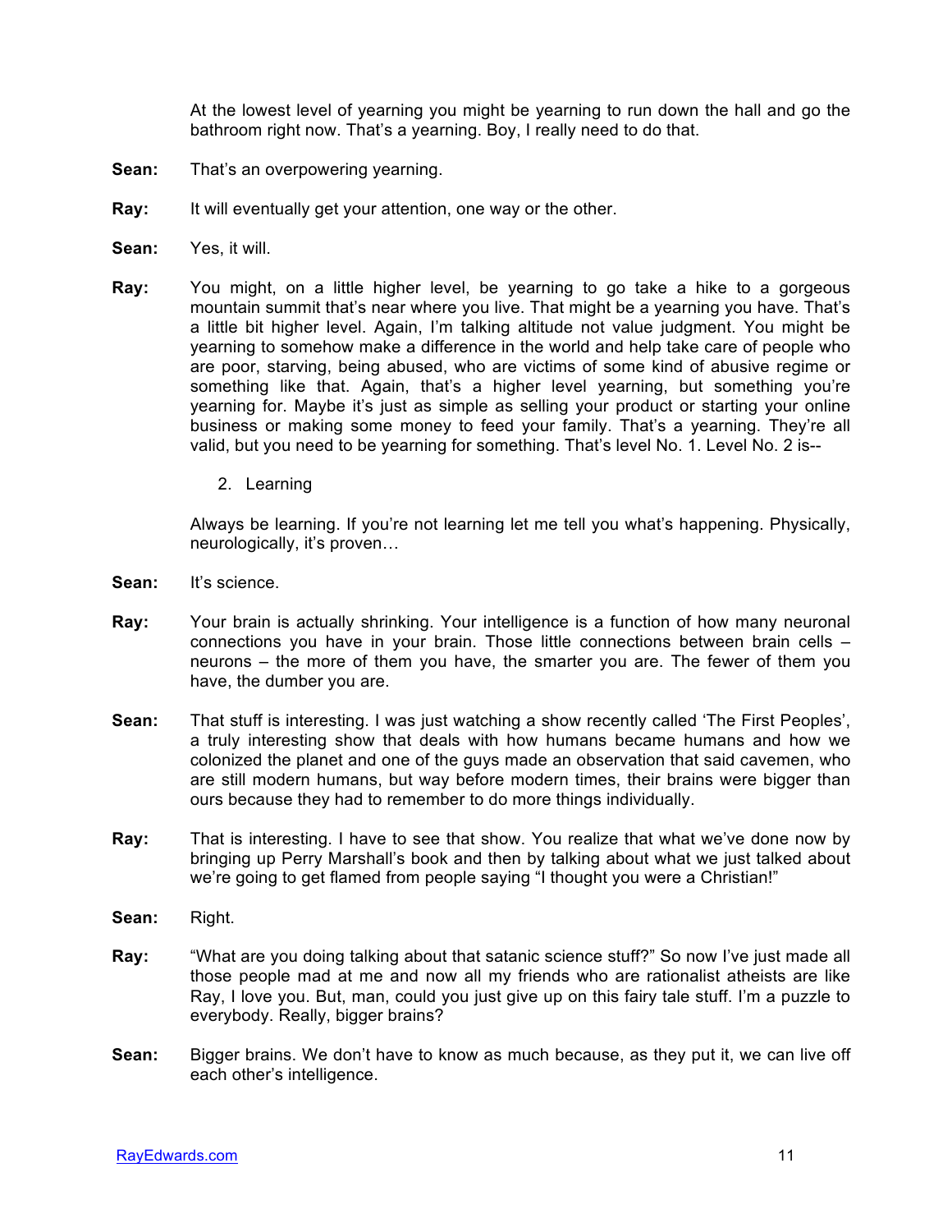At the lowest level of yearning you might be yearning to run down the hall and go the bathroom right now. That's a yearning. Boy, I really need to do that.

**Sean:** That's an overpowering yearning.

**Ray:** It will eventually get your attention, one way or the other.

**Sean:** Yes, it will.

**Ray:** You might, on a little higher level, be yearning to go take a hike to a gorgeous mountain summit that's near where you live. That might be a yearning you have. That's a little bit higher level. Again, I'm talking altitude not value judgment. You might be yearning to somehow make a difference in the world and help take care of people who are poor, starving, being abused, who are victims of some kind of abusive regime or something like that. Again, that's a higher level yearning, but something you're yearning for. Maybe it's just as simple as selling your product or starting your online business or making some money to feed your family. That's a yearning. They're all valid, but you need to be yearning for something. That's level No. 1. Level No. 2 is--

2. Learning

Always be learning. If you're not learning let me tell you what's happening. Physically, neurologically, it's proven…

**Sean:** It's science.

**Ray:** Your brain is actually shrinking. Your intelligence is a function of how many neuronal connections you have in your brain. Those little connections between brain cells – neurons – the more of them you have, the smarter you are. The fewer of them you have, the dumber you are.

**Sean:** That stuff is interesting. I was just watching a show recently called 'The First Peoples', a truly interesting show that deals with how humans became humans and how we colonized the planet and one of the guys made an observation that said cavemen, who are still modern humans, but way before modern times, their brains were bigger than ours because they had to remember to do more things individually.

**Ray:** That is interesting. I have to see that show. You realize that what we've done now by bringing up Perry Marshall's book and then by talking about what we just talked about we're going to get flamed from people saying "I thought you were a Christian!"

**Sean:** Right.

**Ray:** "What are you doing talking about that satanic science stuff?" So now I've just made all those people mad at me and now all my friends who are rationalist atheists are like Ray, I love you. But, man, could you just give up on this fairy tale stuff. I'm a puzzle to everybody. Really, bigger brains?

**Sean:** Bigger brains. We don't have to know as much because, as they put it, we can live off each other's intelligence.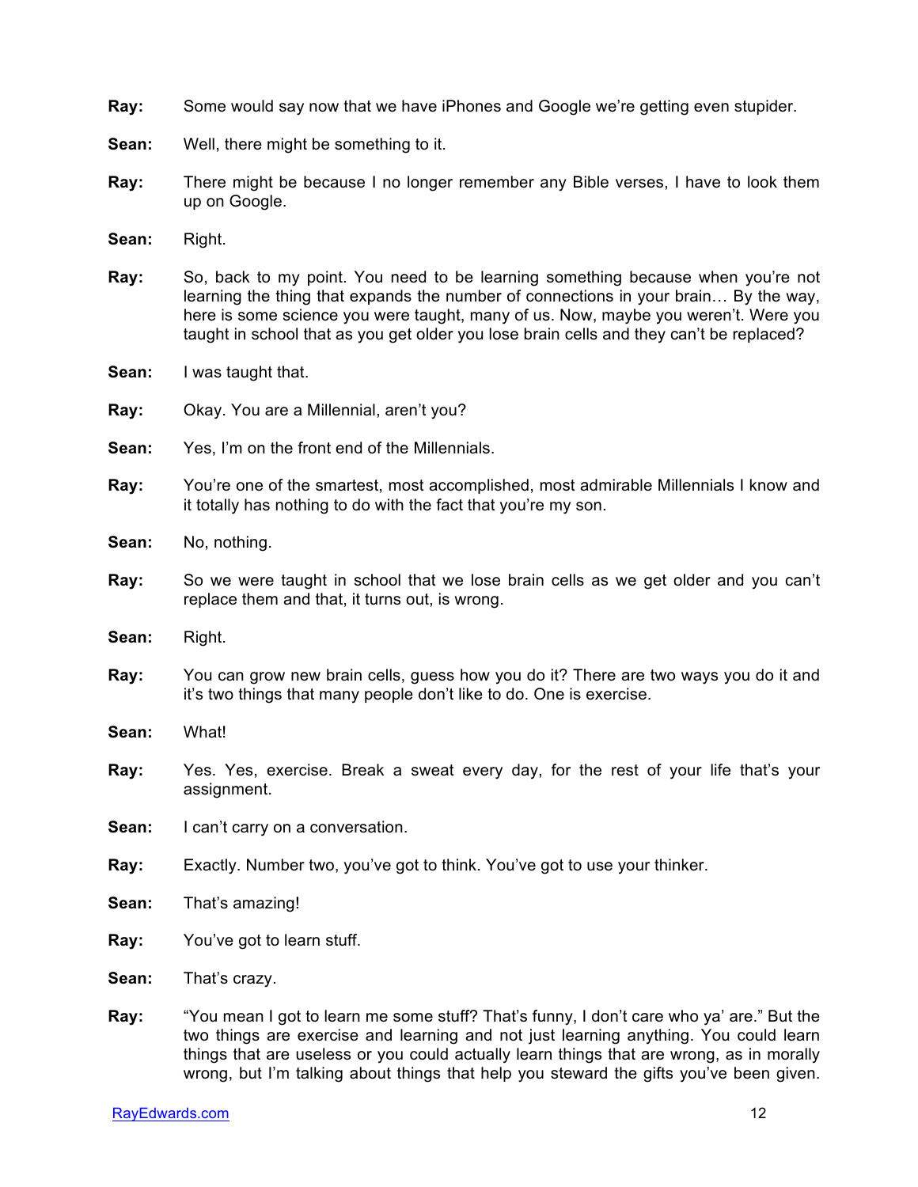**Ray:** Some would say now that we have iPhones and Google we're getting even stupider.

**Sean:** Well, there might be something to it.

**Ray:** There might be because I no longer remember any Bible verses, I have to look them up on Google.

**Sean:** Right.

**Ray:** So, back to my point. You need to be learning something because when you're not learning the thing that expands the number of connections in your brain… By the way, here is some science you were taught, many of us. Now, maybe you weren't. Were you taught in school that as you get older you lose brain cells and they can't be replaced?

**Sean:** I was taught that.

**Ray:** Okay. You are a Millennial, aren't you?

**Sean:** Yes, I'm on the front end of the Millennials.

**Ray:** You're one of the smartest, most accomplished, most admirable Millennials I know and it totally has nothing to do with the fact that you're my son.

**Sean:** No, nothing.

**Ray:** So we were taught in school that we lose brain cells as we get older and you can't replace them and that, it turns out, is wrong.

**Sean:** Right.

**Ray:** You can grow new brain cells, guess how you do it? There are two ways you do it and it's two things that many people don't like to do. One is exercise.

**Sean:** What!

**Ray:** Yes. Yes, exercise. Break a sweat every day, for the rest of your life that's your assignment.

**Sean:** I can't carry on a conversation.

**Ray:** Exactly. Number two, you've got to think. You've got to use your thinker.

**Sean:** That's amazing!

**Ray:** You've got to learn stuff.

**Sean:** That's crazy.

**Ray:** "You mean I got to learn me some stuff? That's funny, I don't care who ya' are." But the two things are exercise and learning and not just learning anything. You could learn things that are useless or you could actually learn things that are wrong, as in morally wrong, but I'm talking about things that help you steward the gifts you've been given.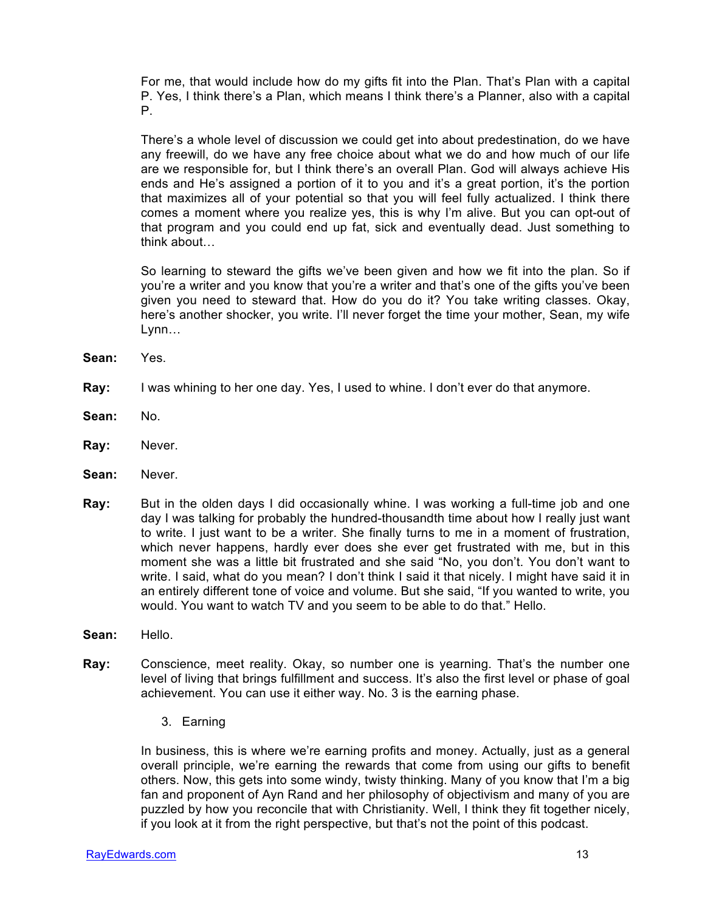For me, that would include how do my gifts fit into the Plan. That's Plan with a capital P. Yes, I think there's a Plan, which means I think there's a Planner, also with a capital P.

There's a whole level of discussion we could get into about predestination, do we have any freewill, do we have any free choice about what we do and how much of our life are we responsible for, but I think there's an overall Plan. God will always achieve His ends and He's assigned a portion of it to you and it's a great portion, it's the portion that maximizes all of your potential so that you will feel fully actualized. I think there comes a moment where you realize yes, this is why I'm alive. But you can opt-out of that program and you could end up fat, sick and eventually dead. Just something to think about…

So learning to steward the gifts we've been given and how we fit into the plan. So if you're a writer and you know that you're a writer and that's one of the gifts you've been given you need to steward that. How do you do it? You take writing classes. Okay, here's another shocker, you write. I'll never forget the time your mother, Sean, my wife Lynn…

**Sean:** Yes.

**Ray:** I was whining to her one day. Yes, I used to whine. I don't ever do that anymore.

**Sean:** No.

**Ray:** Never.

**Sean:** Never.

**Ray:** But in the olden days I did occasionally whine. I was working a full-time job and one day I was talking for probably the hundred-thousandth time about how I really just want to write. I just want to be a writer. She finally turns to me in a moment of frustration, which never happens, hardly ever does she ever get frustrated with me, but in this moment she was a little bit frustrated and she said "No, you don't. You don't want to write. I said, what do you mean? I don't think I said it that nicely. I might have said it in an entirely different tone of voice and volume. But she said, "If you wanted to write, you would. You want to watch TV and you seem to be able to do that." Hello.

**Sean:** Hello.

**Ray:** Conscience, meet reality. Okay, so number one is yearning. That's the number one level of living that brings fulfillment and success. It's also the first level or phase of goal achievement. You can use it either way. No. 3 is the earning phase.

3. Earning

In business, this is where we're earning profits and money. Actually, just as a general overall principle, we're earning the rewards that come from using our gifts to benefit others. Now, this gets into some windy, twisty thinking. Many of you know that I'm a big fan and proponent of Ayn Rand and her philosophy of objectivism and many of you are puzzled by how you reconcile that with Christianity. Well, I think they fit together nicely, if you look at it from the right perspective, but that's not the point of this podcast.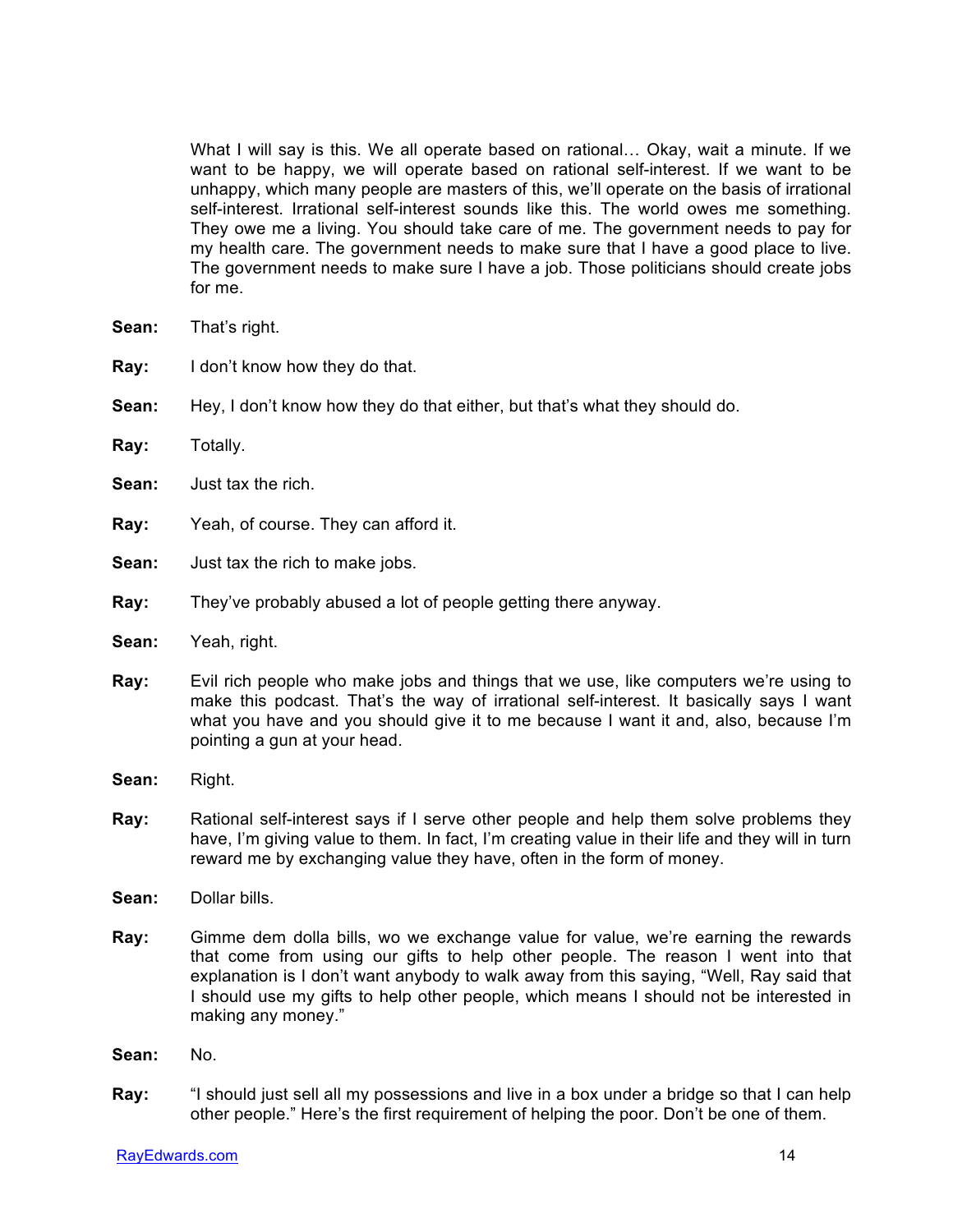What I will say is this. We all operate based on rational… Okay, wait a minute. If we want to be happy, we will operate based on rational self-interest. If we want to be unhappy, which many people are masters of this, we'll operate on the basis of irrational self-interest. Irrational self-interest sounds like this. The world owes me something. They owe me a living. You should take care of me. The government needs to pay for my health care. The government needs to make sure that I have a good place to live. The government needs to make sure I have a job. Those politicians should create jobs for me.

**Sean:** That's right.

**Ray:** I don't know how they do that.

**Sean:** Hey, I don't know how they do that either, but that's what they should do.

**Ray:** Totally.

**Sean:** Just tax the rich.

**Ray:** Yeah, of course. They can afford it.

**Sean:** Just tax the rich to make jobs.

**Ray:** They've probably abused a lot of people getting there anyway.

**Sean:** Yeah, right.

**Ray:** Evil rich people who make jobs and things that we use, like computers we're using to make this podcast. That's the way of irrational self-interest. It basically says I want what you have and you should give it to me because I want it and, also, because I'm pointing a gun at your head.

**Sean:** Right.

**Ray:** Rational self-interest says if I serve other people and help them solve problems they have, I'm giving value to them. In fact, I'm creating value in their life and they will in turn reward me by exchanging value they have, often in the form of money.

**Sean:** Dollar bills.

**Ray:** Gimme dem dolla bills, wo we exchange value for value, we're earning the rewards that come from using our gifts to help other people. The reason I went into that explanation is I don't want anybody to walk away from this saying, "Well, Ray said that I should use my gifts to help other people, which means I should not be interested in making any money."

**Sean:** No.

**Ray:** "I should just sell all my possessions and live in a box under a bridge so that I can help other people." Here's the first requirement of helping the poor. Don't be one of them.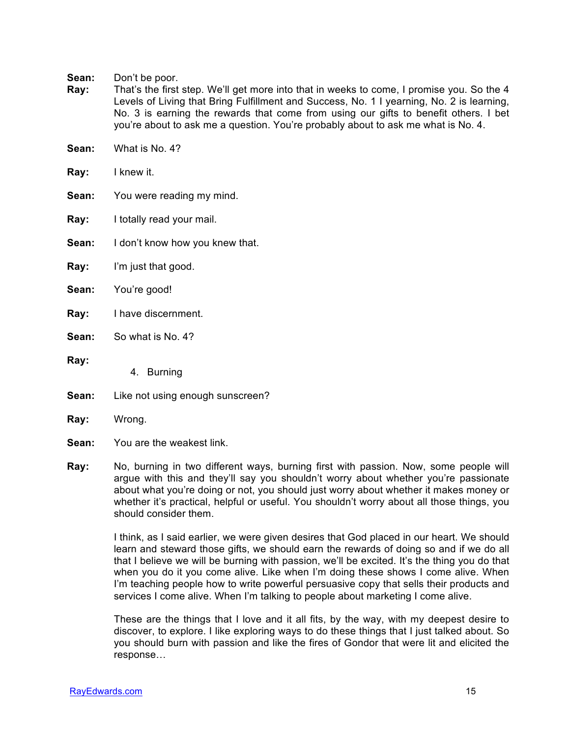**Sean:** Don't be poor.

**Ray:** That's the first step. We'll get more into that in weeks to come, I promise you. So the 4 Levels of Living that Bring Fulfillment and Success, No. 1 I yearning, No. 2 is learning, No. 3 is earning the rewards that come from using our gifts to benefit others. I bet you're about to ask me a question. You're probably about to ask me what is No. 4.

**Sean:** What is No. 4?

**Ray:** I knew it.

**Sean:** You were reading my mind.

**Ray:** I totally read your mail.

**Sean:** I don't know how you knew that.

**Ray:** I'm just that good.

**Sean:** You're good!

**Ray:** I have discernment.

**Sean:** So what is No. 4?

**Ray:**

4. Burning

**Sean:** Like not using enough sunscreen?

**Ray:** Wrong.

**Sean:** You are the weakest link.

**Ray:** No, burning in two different ways, burning first with passion. Now, some people will argue with this and they'll say you shouldn't worry about whether you're passionate about what you're doing or not, you should just worry about whether it makes money or whether it's practical, helpful or useful. You shouldn't worry about all those things, you should consider them.

I think, as I said earlier, we were given desires that God placed in our heart. We should learn and steward those gifts, we should earn the rewards of doing so and if we do all that I believe we will be burning with passion, we'll be excited. It's the thing you do that when you do it you come alive. Like when I'm doing these shows I come alive. When I'm teaching people how to write powerful persuasive copy that sells their products and services I come alive. When I'm talking to people about marketing I come alive.

These are the things that I love and it all fits, by the way, with my deepest desire to discover, to explore. I like exploring ways to do these things that I just talked about. So you should burn with passion and like the fires of Gondor that were lit and elicited the response…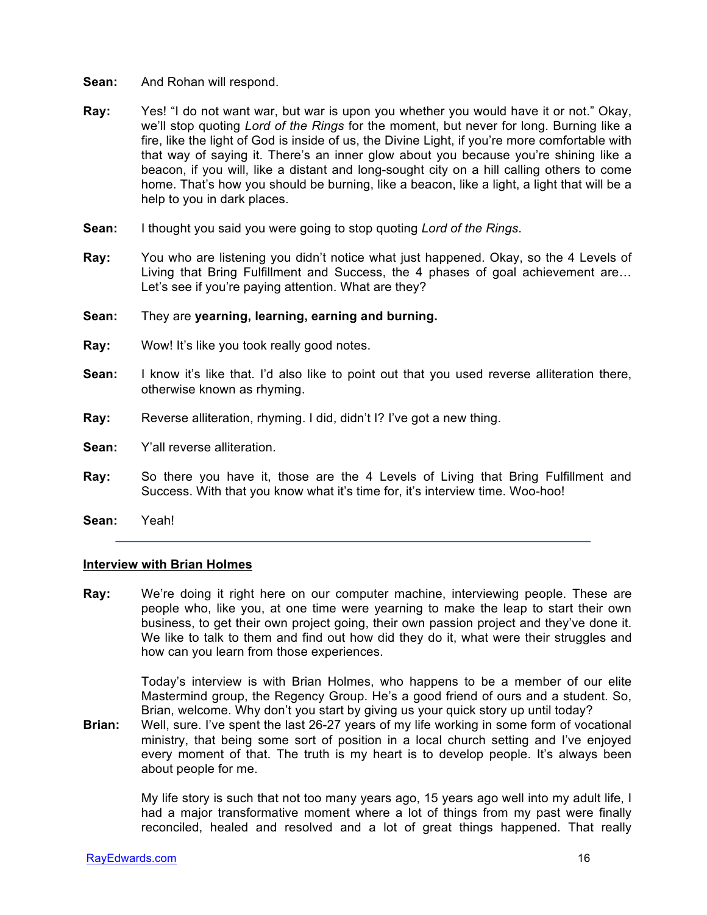**Sean:** And Rohan will respond.

**Ray:** Yes! "I do not want war, but war is upon you whether you would have it or not." Okay, we'll stop quoting *Lord of the Rings* for the moment, but never for long. Burning like a fire, like the light of God is inside of us, the Divine Light, if you're more comfortable with that way of saying it. There's an inner glow about you because you're shining like a beacon, if you will, like a distant and long-sought city on a hill calling others to come home. That's how you should be burning, like a beacon, like a light, a light that will be a help to you in dark places.

**Sean:** I thought you said you were going to stop quoting *Lord of the Rings*.

**Ray:** You who are listening you didn't notice what just happened. Okay, so the 4 Levels of Living that Bring Fulfillment and Success, the 4 phases of goal achievement are… Let's see if you're paying attention. What are they?

**Sean:** They are **yearning, learning, earning and burning.**

**Ray:** Wow! It's like you took really good notes.

**Sean:** I know it's like that. I'd also like to point out that you used reverse alliteration there, otherwise known as rhyming.

**Ray:** Reverse alliteration, rhyming. I did, didn't I? I've got a new thing.

**Sean:** Y'all reverse alliteration.

**Ray:** So there you have it, those are the 4 Levels of Living that Bring Fulfillment and Success. With that you know what it's time for, it's interview time. Woo-hoo!

**Sean:** Yeah!

---

**Interview with Brian Holmes**

**Ray:** We're doing it right here on our computer machine, interviewing people. These are people who, like you, at one time were yearning to make the leap to start their own business, to get their own project going, their own passion project and they've done it. We like to talk to them and find out how did they do it, what were their struggles and how can you learn from those experiences.

Today's interview is with Brian Holmes, who happens to be a member of our elite Mastermind group, the Regency Group. He's a good friend of ours and a student. So, Brian, welcome. Why don't you start by giving us your quick story up until today?

**Brian:** Well, sure. I've spent the last 26-27 years of my life working in some form of vocational ministry, that being some sort of position in a local church setting and I've enjoyed every moment of that. The truth is my heart is to develop people. It's always been about people for me.

My life story is such that not too many years ago, 15 years ago well into my adult life, I had a major transformative moment where a lot of things from my past were finally reconciled, healed and resolved and a lot of great things happened. That really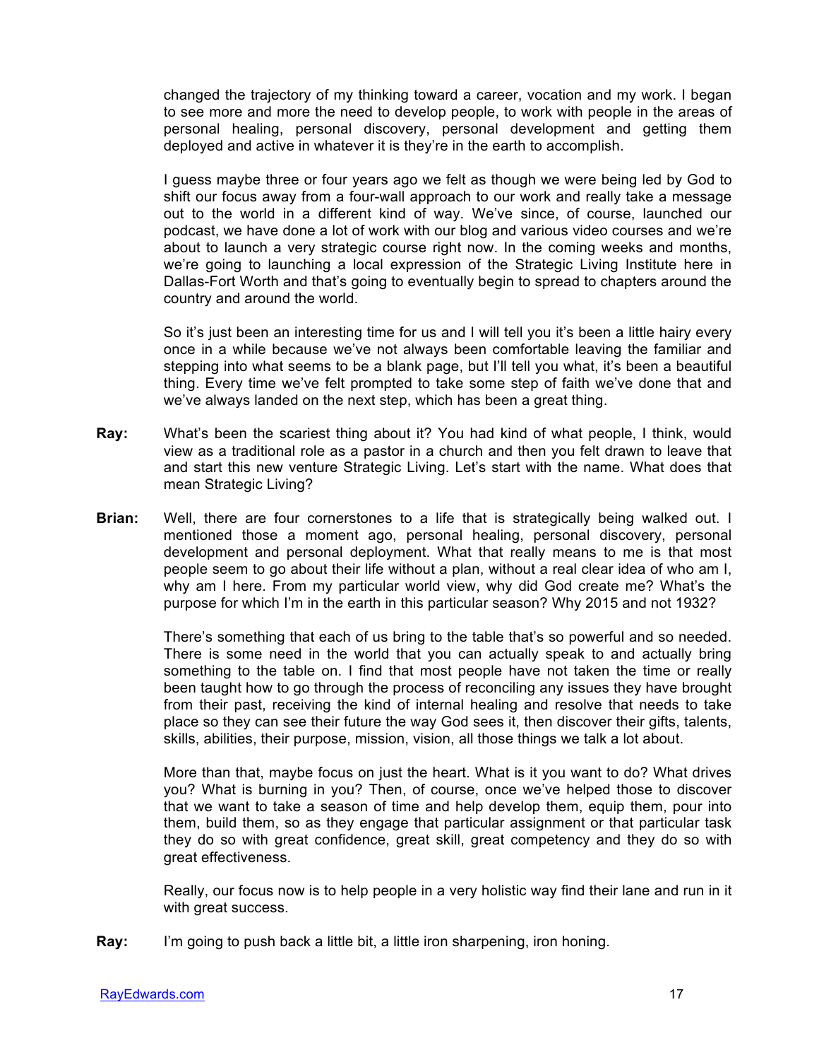changed the trajectory of my thinking toward a career, vocation and my work. I began to see more and more the need to develop people, to work with people in the areas of personal healing, personal discovery, personal development and getting them deployed and active in whatever it is they're in the earth to accomplish.

I guess maybe three or four years ago we felt as though we were being led by God to shift our focus away from a four-wall approach to our work and really take a message out to the world in a different kind of way. We've since, of course, launched our podcast, we have done a lot of work with our blog and various video courses and we're about to launch a very strategic course right now. In the coming weeks and months, we're going to launching a local expression of the Strategic Living Institute here in Dallas-Fort Worth and that's going to eventually begin to spread to chapters around the country and around the world.

So it's just been an interesting time for us and I will tell you it's been a little hairy every once in a while because we've not always been comfortable leaving the familiar and stepping into what seems to be a blank page, but I'll tell you what, it's been a beautiful thing. Every time we've felt prompted to take some step of faith we've done that and we've always landed on the next step, which has been a great thing.

**Ray:** What's been the scariest thing about it? You had kind of what people, I think, would view as a traditional role as a pastor in a church and then you felt drawn to leave that and start this new venture Strategic Living. Let's start with the name. What does that mean Strategic Living?

**Brian:** Well, there are four cornerstones to a life that is strategically being walked out. I mentioned those a moment ago, personal healing, personal discovery, personal development and personal deployment. What that really means to me is that most people seem to go about their life without a plan, without a real clear idea of who am I, why am I here. From my particular world view, why did God create me? What's the purpose for which I'm in the earth in this particular season? Why 2015 and not 1932?

There's something that each of us bring to the table that's so powerful and so needed. There is some need in the world that you can actually speak to and actually bring something to the table on. I find that most people have not taken the time or really been taught how to go through the process of reconciling any issues they have brought from their past, receiving the kind of internal healing and resolve that needs to take place so they can see their future the way God sees it, then discover their gifts, talents, skills, abilities, their purpose, mission, vision, all those things we talk a lot about.

More than that, maybe focus on just the heart. What is it you want to do? What drives you? What is burning in you? Then, of course, once we've helped those to discover that we want to take a season of time and help develop them, equip them, pour into them, build them, so as they engage that particular assignment or that particular task they do so with great confidence, great skill, great competency and they do so with great effectiveness.

Really, our focus now is to help people in a very holistic way find their lane and run in it with great success.

**Ray:** I'm going to push back a little bit, a little iron sharpening, iron honing.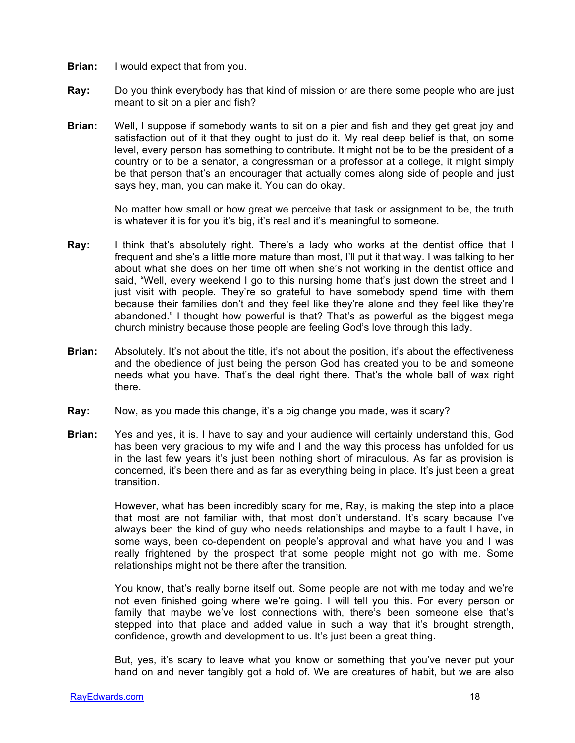**Brian:** I would expect that from you.

**Ray:** Do you think everybody has that kind of mission or are there some people who are just meant to sit on a pier and fish?

**Brian:** Well, I suppose if somebody wants to sit on a pier and fish and they get great joy and satisfaction out of it that they ought to just do it. My real deep belief is that, on some level, every person has something to contribute. It might not be to be the president of a country or to be a senator, a congressman or a professor at a college, it might simply be that person that's an encourager that actually comes along side of people and just says hey, man, you can make it. You can do okay.

No matter how small or how great we perceive that task or assignment to be, the truth is whatever it is for you it's big, it's real and it's meaningful to someone.

**Ray:** I think that's absolutely right. There's a lady who works at the dentist office that I frequent and she's a little more mature than most, I'll put it that way. I was talking to her about what she does on her time off when she's not working in the dentist office and said, "Well, every weekend I go to this nursing home that's just down the street and I just visit with people. They're so grateful to have somebody spend time with them because their families don't and they feel like they're alone and they feel like they're abandoned." I thought how powerful is that? That's as powerful as the biggest mega church ministry because those people are feeling God's love through this lady.

**Brian:** Absolutely. It's not about the title, it's not about the position, it's about the effectiveness and the obedience of just being the person God has created you to be and someone needs what you have. That's the deal right there. That's the whole ball of wax right there.

**Ray:** Now, as you made this change, it's a big change you made, was it scary?

**Brian:** Yes and yes, it is. I have to say and your audience will certainly understand this, God has been very gracious to my wife and I and the way this process has unfolded for us in the last few years it's just been nothing short of miraculous. As far as provision is concerned, it's been there and as far as everything being in place. It's just been a great transition.

However, what has been incredibly scary for me, Ray, is making the step into a place that most are not familiar with, that most don't understand. It's scary because I've always been the kind of guy who needs relationships and maybe to a fault I have, in some ways, been co-dependent on people's approval and what have you and I was really frightened by the prospect that some people might not go with me. Some relationships might not be there after the transition.

You know, that's really borne itself out. Some people are not with me today and we're not even finished going where we're going. I will tell you this. For every person or family that maybe we've lost connections with, there's been someone else that's stepped into that place and added value in such a way that it's brought strength, confidence, growth and development to us. It's just been a great thing.

But, yes, it's scary to leave what you know or something that you've never put your hand on and never tangibly got a hold of. We are creatures of habit, but we are also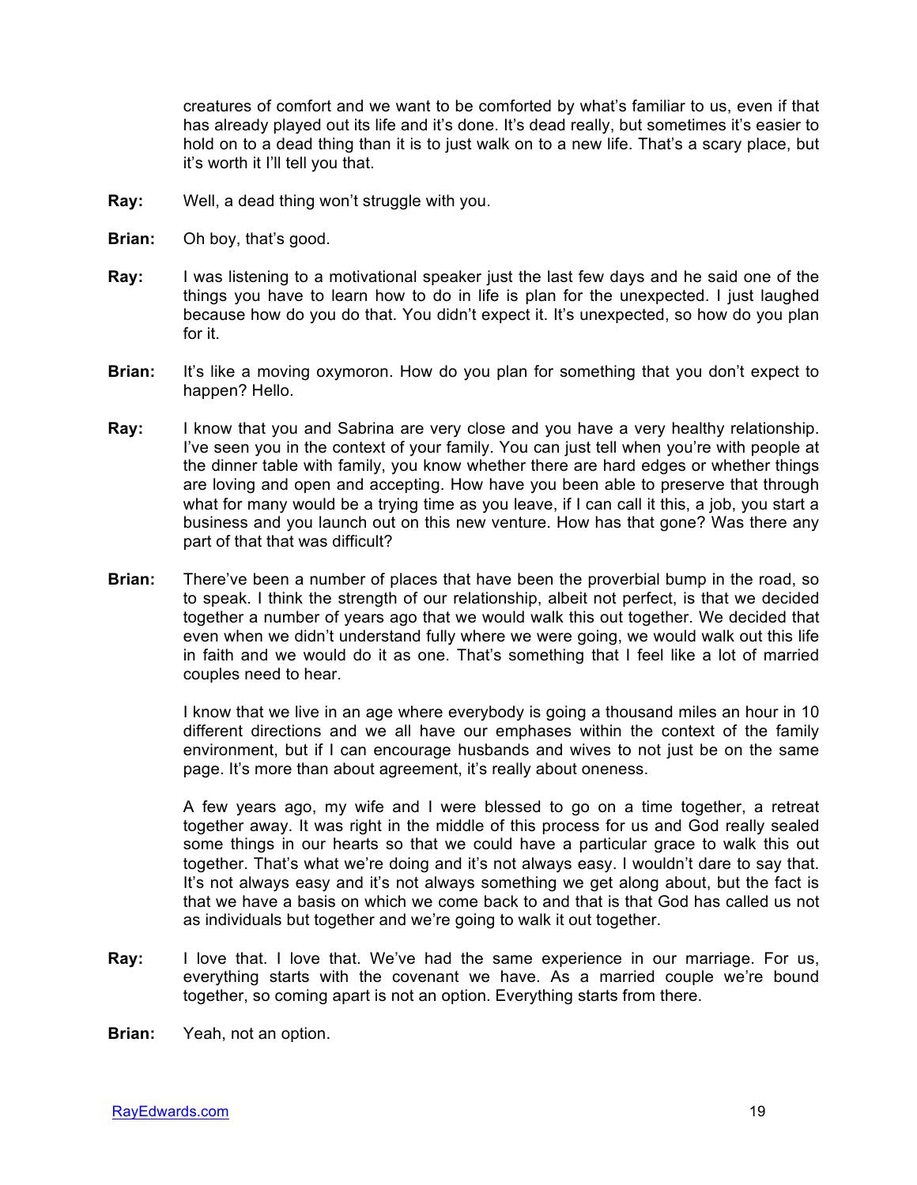creatures of comfort and we want to be comforted by what's familiar to us, even if that has already played out its life and it's done. It's dead really, but sometimes it's easier to hold on to a dead thing than it is to just walk on to a new life. That's a scary place, but it's worth it I'll tell you that.

**Ray:** Well, a dead thing won't struggle with you.

**Brian:** Oh boy, that's good.

**Ray:** I was listening to a motivational speaker just the last few days and he said one of the things you have to learn how to do in life is plan for the unexpected. I just laughed because how do you do that. You didn't expect it. It's unexpected, so how do you plan for it.

**Brian:** It's like a moving oxymoron. How do you plan for something that you don't expect to happen? Hello.

**Ray:** I know that you and Sabrina are very close and you have a very healthy relationship. I've seen you in the context of your family. You can just tell when you're with people at the dinner table with family, you know whether there are hard edges or whether things are loving and open and accepting. How have you been able to preserve that through what for many would be a trying time as you leave, if I can call it this, a job, you start a business and you launch out on this new venture. How has that gone? Was there any part of that that was difficult?

**Brian:** There've been a number of places that have been the proverbial bump in the road, so to speak. I think the strength of our relationship, albeit not perfect, is that we decided together a number of years ago that we would walk this out together. We decided that even when we didn't understand fully where we were going, we would walk out this life in faith and we would do it as one. That's something that I feel like a lot of married couples need to hear.

I know that we live in an age where everybody is going a thousand miles an hour in 10 different directions and we all have our emphases within the context of the family environment, but if I can encourage husbands and wives to not just be on the same page. It's more than about agreement, it's really about oneness.

A few years ago, my wife and I were blessed to go on a time together, a retreat together away. It was right in the middle of this process for us and God really sealed some things in our hearts so that we could have a particular grace to walk this out together. That's what we're doing and it's not always easy. I wouldn't dare to say that. It's not always easy and it's not always something we get along about, but the fact is that we have a basis on which we come back to and that is that God has called us not as individuals but together and we're going to walk it out together.

**Ray:** I love that. I love that. We've had the same experience in our marriage. For us, everything starts with the covenant we have. As a married couple we're bound together, so coming apart is not an option. Everything starts from there.

**Brian:** Yeah, not an option.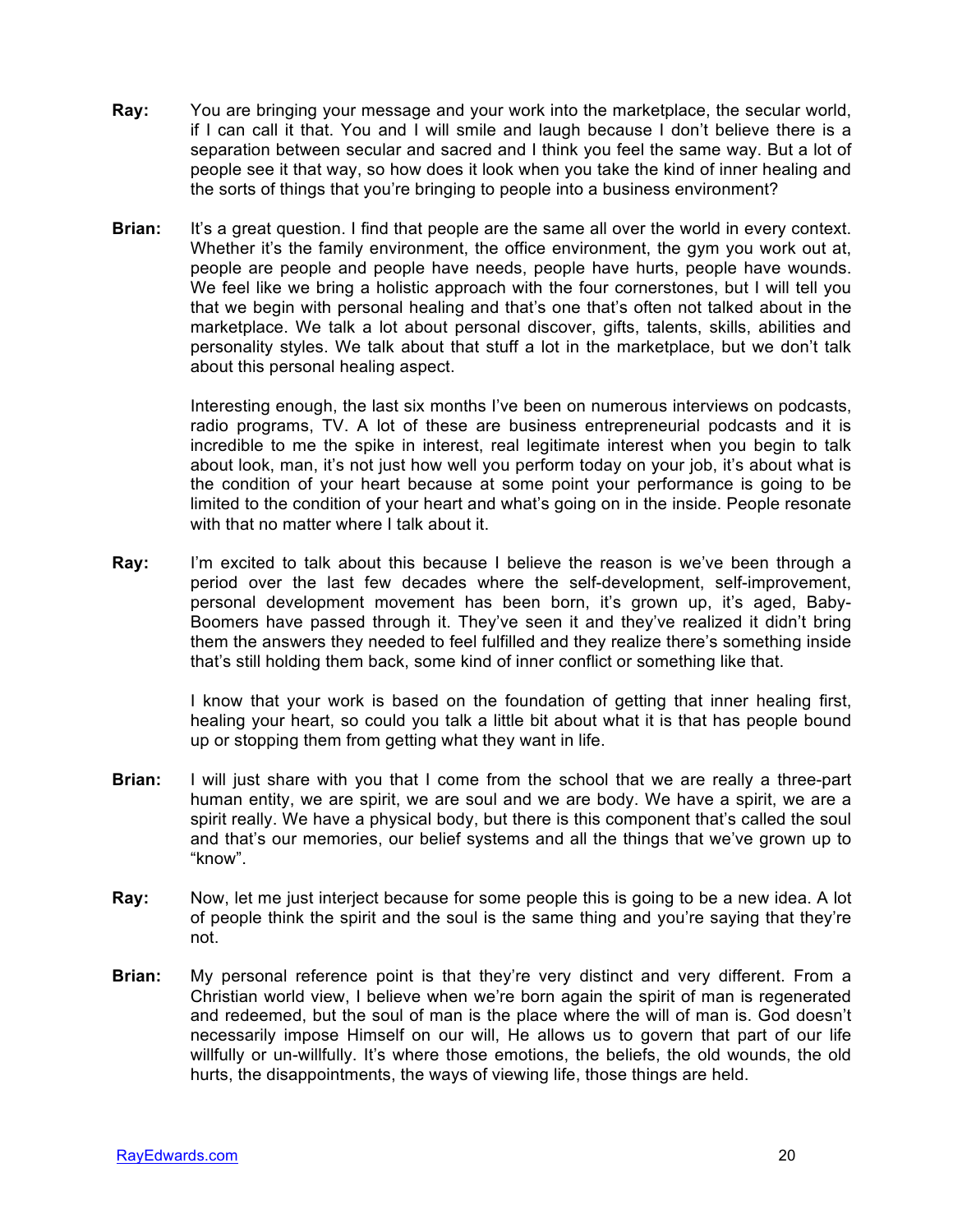**Ray:** You are bringing your message and your work into the marketplace, the secular world, if I can call it that. You and I will smile and laugh because I don't believe there is a separation between secular and sacred and I think you feel the same way. But a lot of people see it that way, so how does it look when you take the kind of inner healing and the sorts of things that you're bringing to people into a business environment?

**Brian:** It's a great question. I find that people are the same all over the world in every context. Whether it's the family environment, the office environment, the gym you work out at, people are people and people have needs, people have hurts, people have wounds. We feel like we bring a holistic approach with the four cornerstones, but I will tell you that we begin with personal healing and that's one that's often not talked about in the marketplace. We talk a lot about personal discover, gifts, talents, skills, abilities and personality styles. We talk about that stuff a lot in the marketplace, but we don't talk about this personal healing aspect.

Interesting enough, the last six months I've been on numerous interviews on podcasts, radio programs, TV. A lot of these are business entrepreneurial podcasts and it is incredible to me the spike in interest, real legitimate interest when you begin to talk about look, man, it's not just how well you perform today on your job, it's about what is the condition of your heart because at some point your performance is going to be limited to the condition of your heart and what's going on in the inside. People resonate with that no matter where I talk about it.

**Ray:** I'm excited to talk about this because I believe the reason is we've been through a period over the last few decades where the self-development, self-improvement, personal development movement has been born, it's grown up, it's aged, Baby-Boomers have passed through it. They've seen it and they've realized it didn't bring them the answers they needed to feel fulfilled and they realize there's something inside that's still holding them back, some kind of inner conflict or something like that.

I know that your work is based on the foundation of getting that inner healing first, healing your heart, so could you talk a little bit about what it is that has people bound up or stopping them from getting what they want in life.

**Brian:** I will just share with you that I come from the school that we are really a three-part human entity, we are spirit, we are soul and we are body. We have a spirit, we are a spirit really. We have a physical body, but there is this component that's called the soul and that's our memories, our belief systems and all the things that we've grown up to "know".

**Ray:** Now, let me just interject because for some people this is going to be a new idea. A lot of people think the spirit and the soul is the same thing and you're saying that they're not.

**Brian:** My personal reference point is that they're very distinct and very different. From a Christian world view, I believe when we're born again the spirit of man is regenerated and redeemed, but the soul of man is the place where the will of man is. God doesn't necessarily impose Himself on our will, He allows us to govern that part of our life willfully or un-willfully. It's where those emotions, the beliefs, the old wounds, the old hurts, the disappointments, the ways of viewing life, those things are held.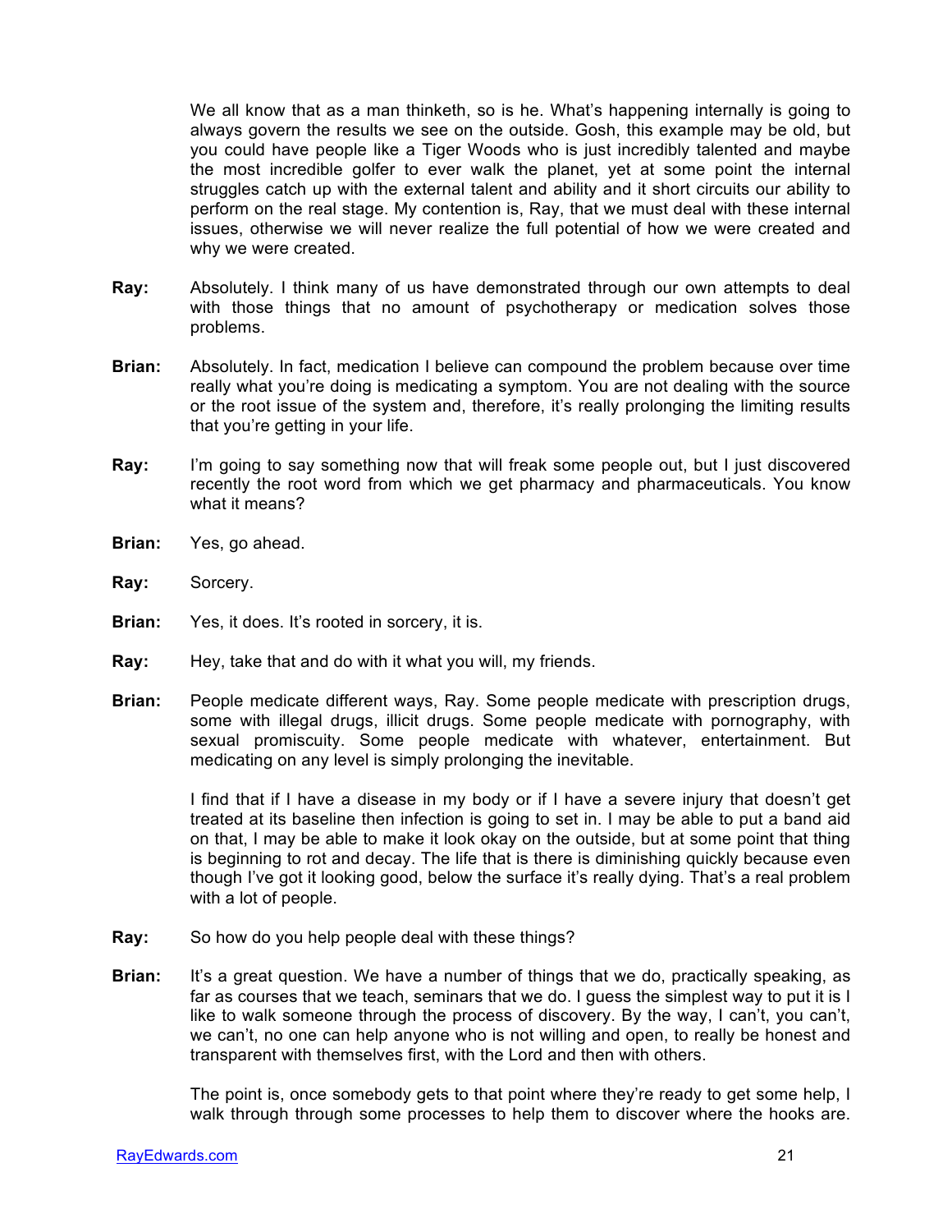We all know that as a man thinketh, so is he. What's happening internally is going to always govern the results we see on the outside. Gosh, this example may be old, but you could have people like a Tiger Woods who is just incredibly talented and maybe the most incredible golfer to ever walk the planet, yet at some point the internal struggles catch up with the external talent and ability and it short circuits our ability to perform on the real stage. My contention is, Ray, that we must deal with these internal issues, otherwise we will never realize the full potential of how we were created and why we were created.

**Ray:** Absolutely. I think many of us have demonstrated through our own attempts to deal with those things that no amount of psychotherapy or medication solves those problems.

**Brian:** Absolutely. In fact, medication I believe can compound the problem because over time really what you're doing is medicating a symptom. You are not dealing with the source or the root issue of the system and, therefore, it's really prolonging the limiting results that you're getting in your life.

**Ray:** I'm going to say something now that will freak some people out, but I just discovered recently the root word from which we get pharmacy and pharmaceuticals. You know what it means?

**Brian:** Yes, go ahead.

**Ray:** Sorcery.

**Brian:** Yes, it does. It's rooted in sorcery, it is.

**Ray:** Hey, take that and do with it what you will, my friends.

**Brian:** People medicate different ways, Ray. Some people medicate with prescription drugs, some with illegal drugs, illicit drugs. Some people medicate with pornography, with sexual promiscuity. Some people medicate with whatever, entertainment. But medicating on any level is simply prolonging the inevitable.

I find that if I have a disease in my body or if I have a severe injury that doesn't get treated at its baseline then infection is going to set in. I may be able to put a band aid on that, I may be able to make it look okay on the outside, but at some point that thing is beginning to rot and decay. The life that is there is diminishing quickly because even though I've got it looking good, below the surface it's really dying. That's a real problem with a lot of people.

**Ray:** So how do you help people deal with these things?

**Brian:** It's a great question. We have a number of things that we do, practically speaking, as far as courses that we teach, seminars that we do. I guess the simplest way to put it is I like to walk someone through the process of discovery. By the way, I can't, you can't, we can't, no one can help anyone who is not willing and open, to really be honest and transparent with themselves first, with the Lord and then with others.

The point is, once somebody gets to that point where they're ready to get some help, I walk through through some processes to help them to discover where the hooks are.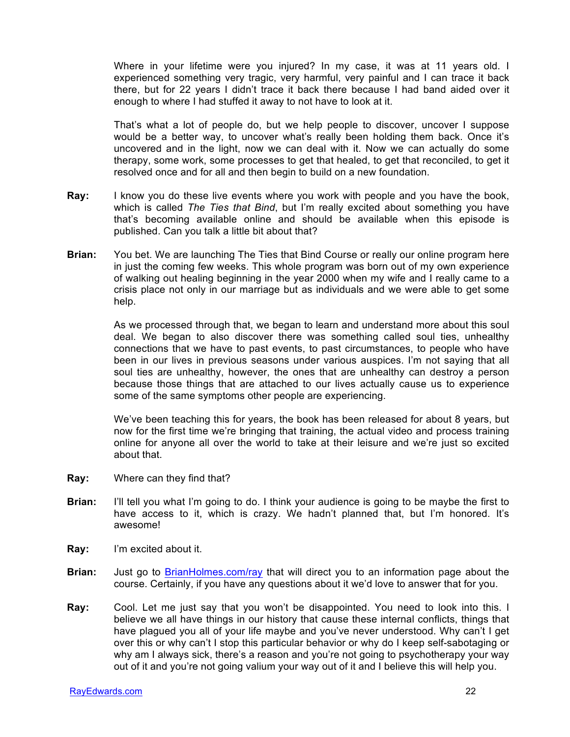Where in your lifetime were you injured? In my case, it was at 11 years old. I experienced something very tragic, very harmful, very painful and I can trace it back there, but for 22 years I didn't trace it back there because I had band aided over it enough to where I had stuffed it away to not have to look at it.

That's what a lot of people do, but we help people to discover, uncover I suppose would be a better way, to uncover what's really been holding them back. Once it's uncovered and in the light, now we can deal with it. Now we can actually do some therapy, some work, some processes to get that healed, to get that reconciled, to get it resolved once and for all and then begin to build on a new foundation.

**Ray:** I know you do these live events where you work with people and you have the book, which is called *The Ties that Bind*, but I'm really excited about something you have that's becoming available online and should be available when this episode is published. Can you talk a little bit about that?

**Brian:** You bet. We are launching The Ties that Bind Course or really our online program here in just the coming few weeks. This whole program was born out of my own experience of walking out healing beginning in the year 2000 when my wife and I really came to a crisis place not only in our marriage but as individuals and we were able to get some help.

As we processed through that, we began to learn and understand more about this soul deal. We began to also discover there was something called soul ties, unhealthy connections that we have to past events, to past circumstances, to people who have been in our lives in previous seasons under various auspices. I'm not saying that all soul ties are unhealthy, however, the ones that are unhealthy can destroy a person because those things that are attached to our lives actually cause us to experience some of the same symptoms other people are experiencing.

We've been teaching this for years, the book has been released for about 8 years, but now for the first time we're bringing that training, the actual video and process training online for anyone all over the world to take at their leisure and we're just so excited about that.

**Ray:** Where can they find that?

**Brian:** I'll tell you what I'm going to do. I think your audience is going to be maybe the first to have access to it, which is crazy. We hadn't planned that, but I'm honored. It's awesome!

**Ray:** I'm excited about it.

**Brian:** Just go to BrianHolmes.com/ray that will direct you to an information page about the course. Certainly, if you have any questions about it we'd love to answer that for you.

**Ray:** Cool. Let me just say that you won't be disappointed. You need to look into this. I believe we all have things in our history that cause these internal conflicts, things that have plagued you all of your life maybe and you've never understood. Why can't I get over this or why can't I stop this particular behavior or why do I keep self-sabotaging or why am I always sick, there's a reason and you're not going to psychotherapy your way out of it and you're not going valium your way out of it and I believe this will help you.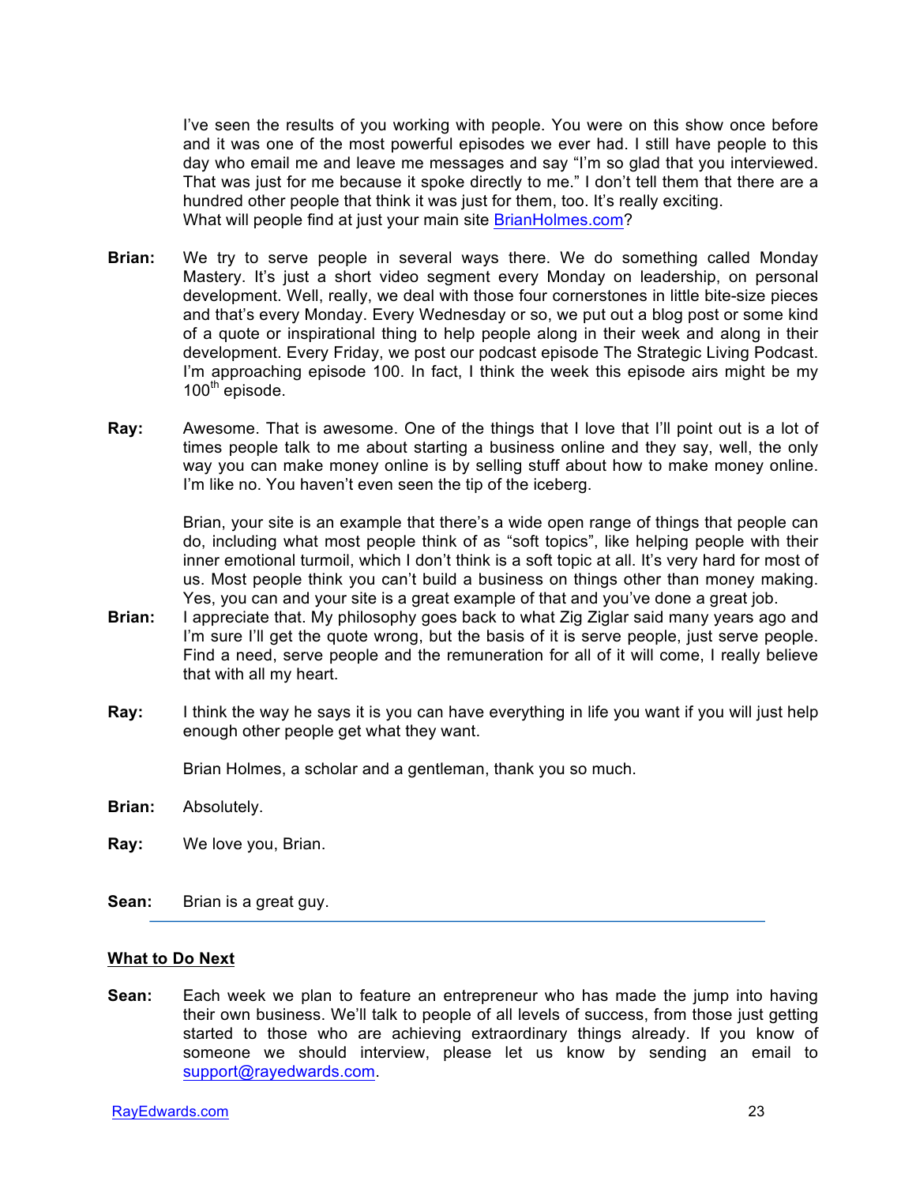I've seen the results of you working with people. You were on this show once before and it was one of the most powerful episodes we ever had. I still have people to this day who email me and leave me messages and say "I'm so glad that you interviewed. That was just for me because it spoke directly to me." I don't tell them that there are a hundred other people that think it was just for them, too. It's really exciting. What will people find at just your main site BrianHolmes.com?

**Brian:** We try to serve people in several ways there. We do something called Monday Mastery. It's just a short video segment every Monday on leadership, on personal development. Well, really, we deal with those four cornerstones in little bite-size pieces and that's every Monday. Every Wednesday or so, we put out a blog post or some kind of a quote or inspirational thing to help people along in their week and along in their development. Every Friday, we post our podcast episode The Strategic Living Podcast. I'm approaching episode 100. In fact, I think the week this episode airs might be my 100th episode.

**Ray:** Awesome. That is awesome. One of the things that I love that I'll point out is a lot of times people talk to me about starting a business online and they say, well, the only way you can make money online is by selling stuff about how to make money online. I'm like no. You haven't even seen the tip of the iceberg.

Brian, your site is an example that there's a wide open range of things that people can do, including what most people think of as "soft topics", like helping people with their inner emotional turmoil, which I don't think is a soft topic at all. It's very hard for most of us. Most people think you can't build a business on things other than money making. Yes, you can and your site is a great example of that and you've done a great job.

**Brian:** I appreciate that. My philosophy goes back to what Zig Ziglar said many years ago and I'm sure I'll get the quote wrong, but the basis of it is serve people, just serve people. Find a need, serve people and the remuneration for all of it will come, I really believe that with all my heart.

**Ray:** I think the way he says it is you can have everything in life you want if you will just help enough other people get what they want.

Brian Holmes, a scholar and a gentleman, thank you so much.

**Brian:** Absolutely.

**Ray:** We love you, Brian.

**Sean:** Brian is a great guy.

---

## What to Do Next

**Sean:** Each week we plan to feature an entrepreneur who has made the jump into having their own business. We'll talk to people of all levels of success, from those just getting started to those who are achieving extraordinary things already. If you know of someone we should interview, please let us know by sending an email to support@rayedwards.com.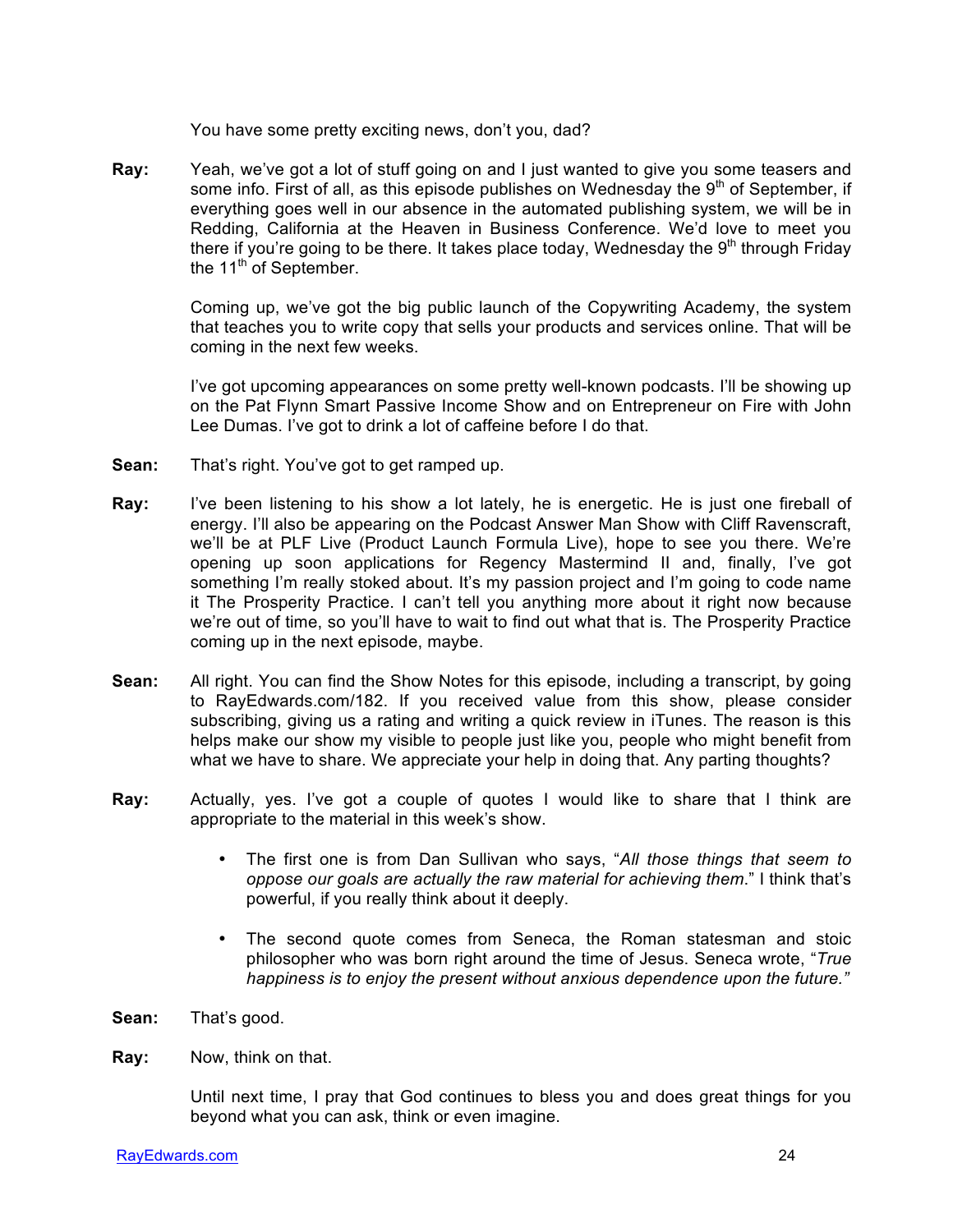You have some pretty exciting news, don't you, dad?

**Ray:** Yeah, we've got a lot of stuff going on and I just wanted to give you some teasers and some info. First of all, as this episode publishes on Wednesday the 9th of September, if everything goes well in our absence in the automated publishing system, we will be in Redding, California at the Heaven in Business Conference. We'd love to meet you there if you're going to be there. It takes place today, Wednesday the 9th through Friday the 11th of September.

Coming up, we've got the big public launch of the Copywriting Academy, the system that teaches you to write copy that sells your products and services online. That will be coming in the next few weeks.

I've got upcoming appearances on some pretty well-known podcasts. I'll be showing up on the Pat Flynn Smart Passive Income Show and on Entrepreneur on Fire with John Lee Dumas. I've got to drink a lot of caffeine before I do that.

**Sean:** That's right. You've got to get ramped up.

**Ray:** I've been listening to his show a lot lately, he is energetic. He is just one fireball of energy. I'll also be appearing on the Podcast Answer Man Show with Cliff Ravenscraft, we'll be at PLF Live (Product Launch Formula Live), hope to see you there. We're opening up soon applications for Regency Mastermind II and, finally, I've got something I'm really stoked about. It's my passion project and I'm going to code name it The Prosperity Practice. I can't tell you anything more about it right now because we're out of time, so you'll have to wait to find out what that is. The Prosperity Practice coming up in the next episode, maybe.

**Sean:** All right. You can find the Show Notes for this episode, including a transcript, by going to RayEdwards.com/182. If you received value from this show, please consider subscribing, giving us a rating and writing a quick review in iTunes. The reason is this helps make our show my visible to people just like you, people who might benefit from what we have to share. We appreciate your help in doing that. Any parting thoughts?

**Ray:** Actually, yes. I've got a couple of quotes I would like to share that I think are appropriate to the material in this week's show.

- The first one is from Dan Sullivan who says, "*All those things that seem to oppose our goals are actually the raw material for achieving them*." I think that's powerful, if you really think about it deeply.

- The second quote comes from Seneca, the Roman statesman and stoic philosopher who was born right around the time of Jesus. Seneca wrote, "*True happiness is to enjoy the present without anxious dependence upon the future.*"

**Sean:** That's good.

**Ray:** Now, think on that.

Until next time, I pray that God continues to bless you and does great things for you beyond what you can ask, think or even imagine.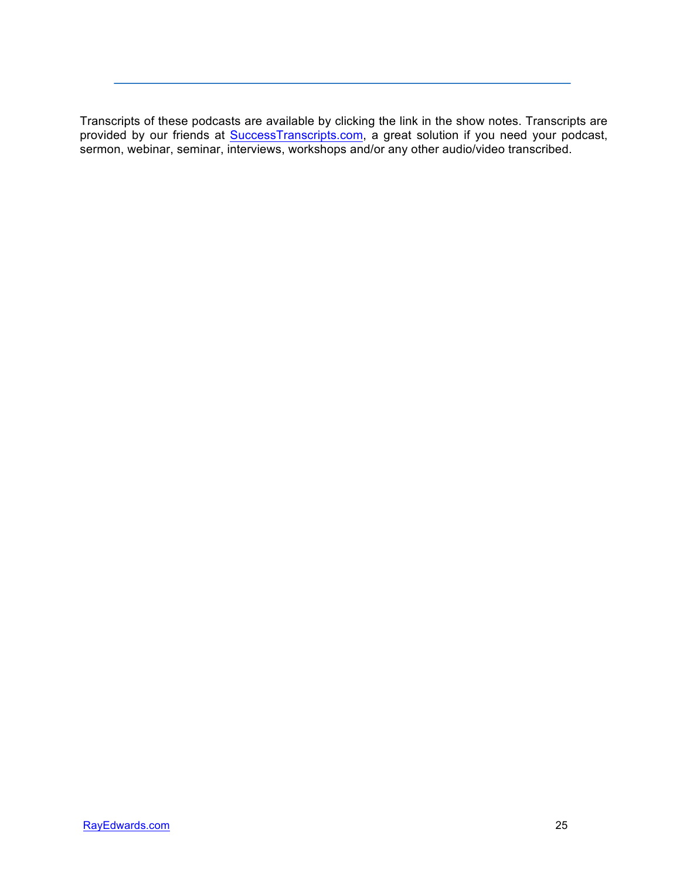---

Transcripts of these podcasts are available by clicking the link in the show notes. Transcripts are provided by our friends at [SuccessTranscripts.com](http://SuccessTranscripts.com), a great solution if you need your podcast, sermon, webinar, seminar, interviews, workshops and/or any other audio/video transcribed.